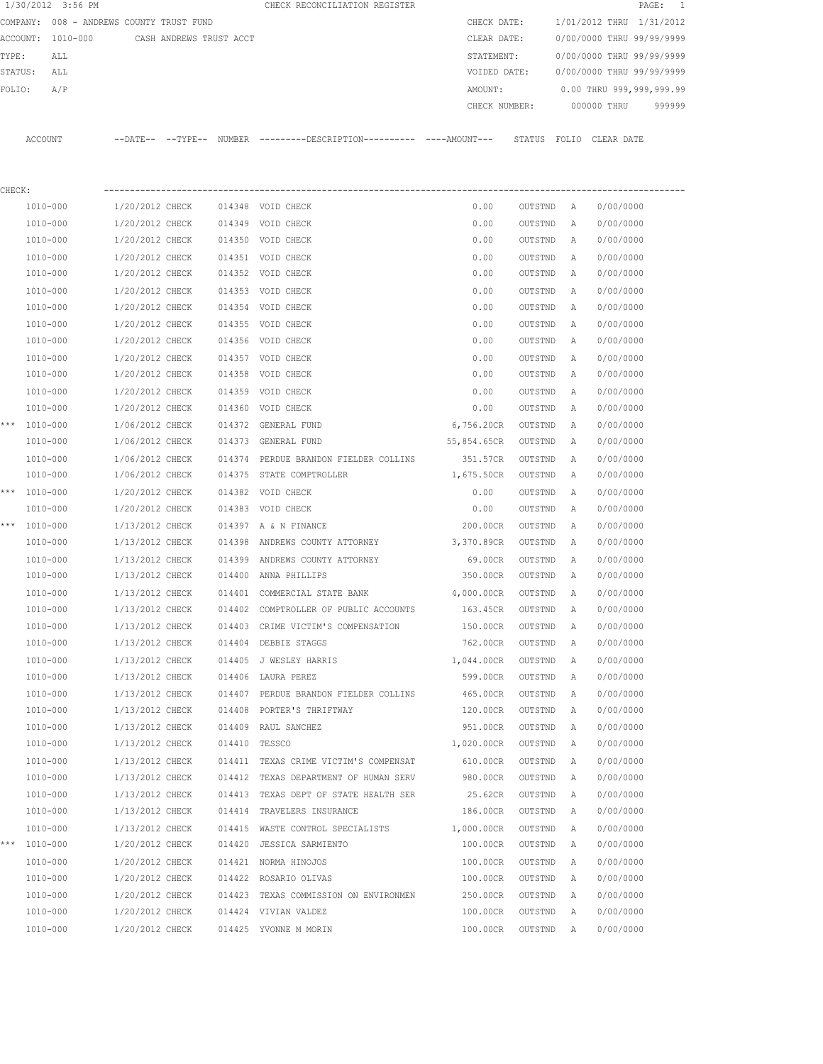1/30/2012 3:56 PM CHECK RECONCILIATION REGISTER

COMPANY: 008 - ANDREWS COUNTY TRUST FUND
ACCOUNT: 1010-000 CASH ANDREWS TRUST ACCT
TYPE: ALL
STATUS: ALL
FOLIO: A/P

CHECK DATE: 1/01/2012 THRU 1/31/2012
CLEAR DATE: 0/00/0000 THRU 99/99/9999
STATEMENT: 0/00/0000 THRU 99/99/9999
VOIDED DATE: 0/00/0000 THRU 99/99/9999
AMOUNT: 0.00 THRU 999,999,999.99
CHECK NUMBER: 000000 THRU 999999

CHECK:

| | ACCOUNT | DATE | TYPE | NUMBER | DESCRIPTION | AMOUNT | STATUS | FOLIO | CLEAR DATE |
|---|---|---|---|---|---|---|---|---|---|
| | 1010-000 | 1/20/2012 | CHECK | 014348 | VOID CHECK | 0.00 | OUTSTND | A | 0/00/0000 |
| | 1010-000 | 1/20/2012 | CHECK | 014349 | VOID CHECK | 0.00 | OUTSTND | A | 0/00/0000 |
| | 1010-000 | 1/20/2012 | CHECK | 014350 | VOID CHECK | 0.00 | OUTSTND | A | 0/00/0000 |
| | 1010-000 | 1/20/2012 | CHECK | 014351 | VOID CHECK | 0.00 | OUTSTND | A | 0/00/0000 |
| | 1010-000 | 1/20/2012 | CHECK | 014352 | VOID CHECK | 0.00 | OUTSTND | A | 0/00/0000 |
| | 1010-000 | 1/20/2012 | CHECK | 014353 | VOID CHECK | 0.00 | OUTSTND | A | 0/00/0000 |
| | 1010-000 | 1/20/2012 | CHECK | 014354 | VOID CHECK | 0.00 | OUTSTND | A | 0/00/0000 |
| | 1010-000 | 1/20/2012 | CHECK | 014355 | VOID CHECK | 0.00 | OUTSTND | A | 0/00/0000 |
| | 1010-000 | 1/20/2012 | CHECK | 014356 | VOID CHECK | 0.00 | OUTSTND | A | 0/00/0000 |
| | 1010-000 | 1/20/2012 | CHECK | 014357 | VOID CHECK | 0.00 | OUTSTND | A | 0/00/0000 |
| | 1010-000 | 1/20/2012 | CHECK | 014358 | VOID CHECK | 0.00 | OUTSTND | A | 0/00/0000 |
| | 1010-000 | 1/20/2012 | CHECK | 014359 | VOID CHECK | 0.00 | OUTSTND | A | 0/00/0000 |
| | 1010-000 | 1/20/2012 | CHECK | 014360 | VOID CHECK | 0.00 | OUTSTND | A | 0/00/0000 |
| *** | 1010-000 | 1/06/2012 | CHECK | 014372 | GENERAL FUND | 6,756.20CR | OUTSTND | A | 0/00/0000 |
| | 1010-000 | 1/06/2012 | CHECK | 014373 | GENERAL FUND | 55,854.65CR | OUTSTND | A | 0/00/0000 |
| | 1010-000 | 1/06/2012 | CHECK | 014374 | PERDUE BRANDON FIELDER COLLINS | 351.57CR | OUTSTND | A | 0/00/0000 |
| | 1010-000 | 1/06/2012 | CHECK | 014375 | STATE COMPTROLLER | 1,675.50CR | OUTSTND | A | 0/00/0000 |
| *** | 1010-000 | 1/20/2012 | CHECK | 014382 | VOID CHECK | 0.00 | OUTSTND | A | 0/00/0000 |
| | 1010-000 | 1/20/2012 | CHECK | 014383 | VOID CHECK | 0.00 | OUTSTND | A | 0/00/0000 |
| *** | 1010-000 | 1/13/2012 | CHECK | 014397 | A & N FINANCE | 200.00CR | OUTSTND | A | 0/00/0000 |
| | 1010-000 | 1/13/2012 | CHECK | 014398 | ANDREWS COUNTY ATTORNEY | 3,370.89CR | OUTSTND | A | 0/00/0000 |
| | 1010-000 | 1/13/2012 | CHECK | 014399 | ANDREWS COUNTY ATTORNEY | 69.00CR | OUTSTND | A | 0/00/0000 |
| | 1010-000 | 1/13/2012 | CHECK | 014400 | ANNA PHILLIPS | 350.00CR | OUTSTND | A | 0/00/0000 |
| | 1010-000 | 1/13/2012 | CHECK | 014401 | COMMERCIAL STATE BANK | 4,000.00CR | OUTSTND | A | 0/00/0000 |
| | 1010-000 | 1/13/2012 | CHECK | 014402 | COMPTROLLER OF PUBLIC ACCOUNTS | 163.45CR | OUTSTND | A | 0/00/0000 |
| | 1010-000 | 1/13/2012 | CHECK | 014403 | CRIME VICTIM'S COMPENSATION | 150.00CR | OUTSTND | A | 0/00/0000 |
| | 1010-000 | 1/13/2012 | CHECK | 014404 | DEBBIE STAGGS | 762.00CR | OUTSTND | A | 0/00/0000 |
| | 1010-000 | 1/13/2012 | CHECK | 014405 | J WESLEY HARRIS | 1,044.00CR | OUTSTND | A | 0/00/0000 |
| | 1010-000 | 1/13/2012 | CHECK | 014406 | LAURA PEREZ | 599.00CR | OUTSTND | A | 0/00/0000 |
| | 1010-000 | 1/13/2012 | CHECK | 014407 | PERDUE BRANDON FIELDER COLLINS | 465.00CR | OUTSTND | A | 0/00/0000 |
| | 1010-000 | 1/13/2012 | CHECK | 014408 | PORTER'S THRIFTWAY | 120.00CR | OUTSTND | A | 0/00/0000 |
| | 1010-000 | 1/13/2012 | CHECK | 014409 | RAUL SANCHEZ | 951.00CR | OUTSTND | A | 0/00/0000 |
| | 1010-000 | 1/13/2012 | CHECK | 014410 | TESSCO | 1,020.00CR | OUTSTND | A | 0/00/0000 |
| | 1010-000 | 1/13/2012 | CHECK | 014411 | TEXAS CRIME VICTIM'S COMPENSAT | 610.00CR | OUTSTND | A | 0/00/0000 |
| | 1010-000 | 1/13/2012 | CHECK | 014412 | TEXAS DEPARTMENT OF HUMAN SERV | 980.00CR | OUTSTND | A | 0/00/0000 |
| | 1010-000 | 1/13/2012 | CHECK | 014413 | TEXAS DEPT OF STATE HEALTH SER | 25.62CR | OUTSTND | A | 0/00/0000 |
| | 1010-000 | 1/13/2012 | CHECK | 014414 | TRAVELERS INSURANCE | 186.00CR | OUTSTND | A | 0/00/0000 |
| | 1010-000 | 1/13/2012 | CHECK | 014415 | WASTE CONTROL SPECIALISTS | 1,000.00CR | OUTSTND | A | 0/00/0000 |
| *** | 1010-000 | 1/20/2012 | CHECK | 014420 | JESSICA SARMIENTO | 100.00CR | OUTSTND | A | 0/00/0000 |
| | 1010-000 | 1/20/2012 | CHECK | 014421 | NORMA HINOJOS | 100.00CR | OUTSTND | A | 0/00/0000 |
| | 1010-000 | 1/20/2012 | CHECK | 014422 | ROSARIO OLIVAS | 100.00CR | OUTSTND | A | 0/00/0000 |
| | 1010-000 | 1/20/2012 | CHECK | 014423 | TEXAS COMMISSION ON ENVIRONMEN | 250.00CR | OUTSTND | A | 0/00/0000 |
| | 1010-000 | 1/20/2012 | CHECK | 014424 | VIVIAN VALDEZ | 100.00CR | OUTSTND | A | 0/00/0000 |
| | 1010-000 | 1/20/2012 | CHECK | 014425 | YVONNE M MORIN | 100.00CR | OUTSTND | A | 0/00/0000 |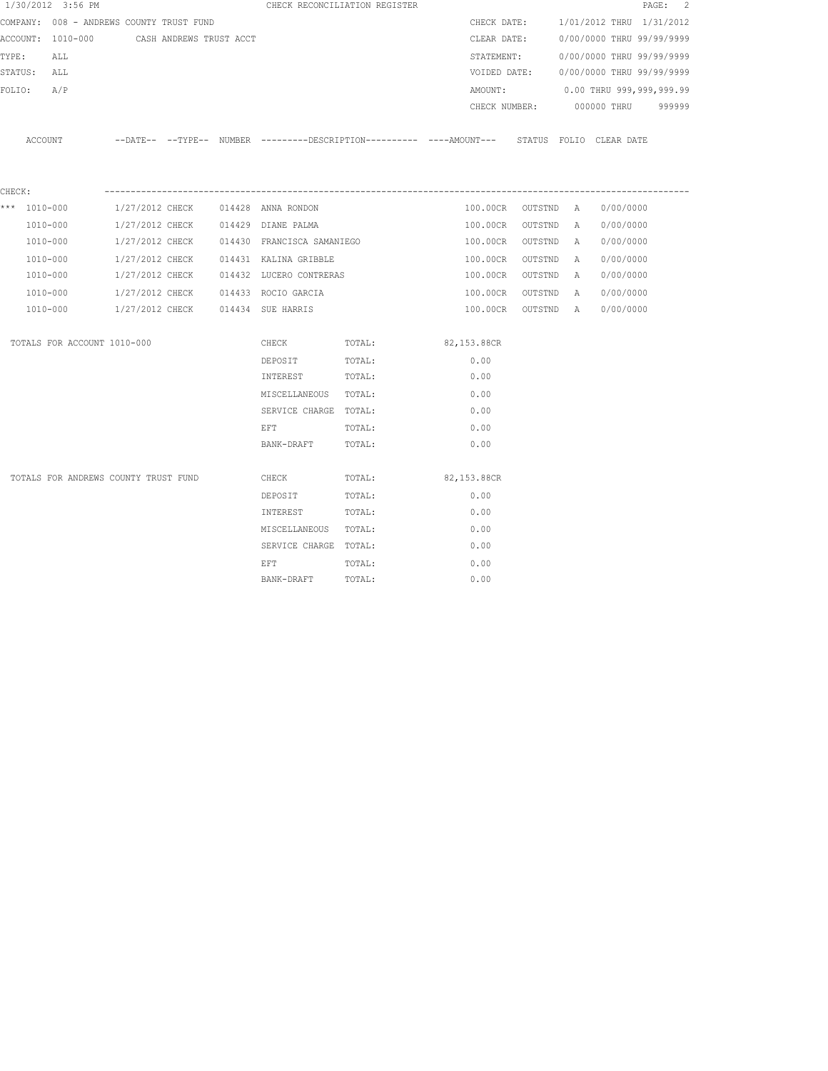1/30/2012 3:56 PM — CHECK RECONCILIATION REGISTER

COMPANY: 008 - ANDREWS COUNTY TRUST FUND
ACCOUNT: 1010-000 CASH ANDREWS TRUST ACCT
TYPE: ALL
STATUS: ALL
FOLIO: A/P

CHECK DATE: 1/01/2012 THRU 1/31/2012
CLEAR DATE: 0/00/0000 THRU 99/99/9999
STATEMENT: 0/00/0000 THRU 99/99/9999
VOIDED DATE: 0/00/0000 THRU 99/99/9999
AMOUNT: 0.00 THRU 999,999,999.99
CHECK NUMBER: 000000 THRU 999999

CHECK:

| ACCOUNT | --DATE-- | --TYPE-- | NUMBER | ---------DESCRIPTION---------- | ----AMOUNT--- | STATUS | FOLIO | CLEAR DATE |
|---|---|---|---|---|---|---|---|---|
| *** 1010-000 | 1/27/2012 | CHECK | 014428 | ANNA RONDON | 100.00CR | OUTSTND | A | 0/00/0000 |
| 1010-000 | 1/27/2012 | CHECK | 014429 | DIANE PALMA | 100.00CR | OUTSTND | A | 0/00/0000 |
| 1010-000 | 1/27/2012 | CHECK | 014430 | FRANCISCA SAMANIEGO | 100.00CR | OUTSTND | A | 0/00/0000 |
| 1010-000 | 1/27/2012 | CHECK | 014431 | KALINA GRIBBLE | 100.00CR | OUTSTND | A | 0/00/0000 |
| 1010-000 | 1/27/2012 | CHECK | 014432 | LUCERO CONTRERAS | 100.00CR | OUTSTND | A | 0/00/0000 |
| 1010-000 | 1/27/2012 | CHECK | 014433 | ROCIO GARCIA | 100.00CR | OUTSTND | A | 0/00/0000 |
| 1010-000 | 1/27/2012 | CHECK | 014434 | SUE HARRIS | 100.00CR | OUTSTND | A | 0/00/0000 |

| TOTALS FOR ACCOUNT 1010-000 | | | |
|---|---|---|---|
| | CHECK | TOTAL: | 82,153.88CR |
| | DEPOSIT | TOTAL: | 0.00 |
| | INTEREST | TOTAL: | 0.00 |
| | MISCELLANEOUS | TOTAL: | 0.00 |
| | SERVICE CHARGE | TOTAL: | 0.00 |
| | EFT | TOTAL: | 0.00 |
| | BANK-DRAFT | TOTAL: | 0.00 |

| TOTALS FOR ANDREWS COUNTY TRUST FUND | | | |
|---|---|---|---|
| | CHECK | TOTAL: | 82,153.88CR |
| | DEPOSIT | TOTAL: | 0.00 |
| | INTEREST | TOTAL: | 0.00 |
| | MISCELLANEOUS | TOTAL: | 0.00 |
| | SERVICE CHARGE | TOTAL: | 0.00 |
| | EFT | TOTAL: | 0.00 |
| | BANK-DRAFT | TOTAL: | 0.00 |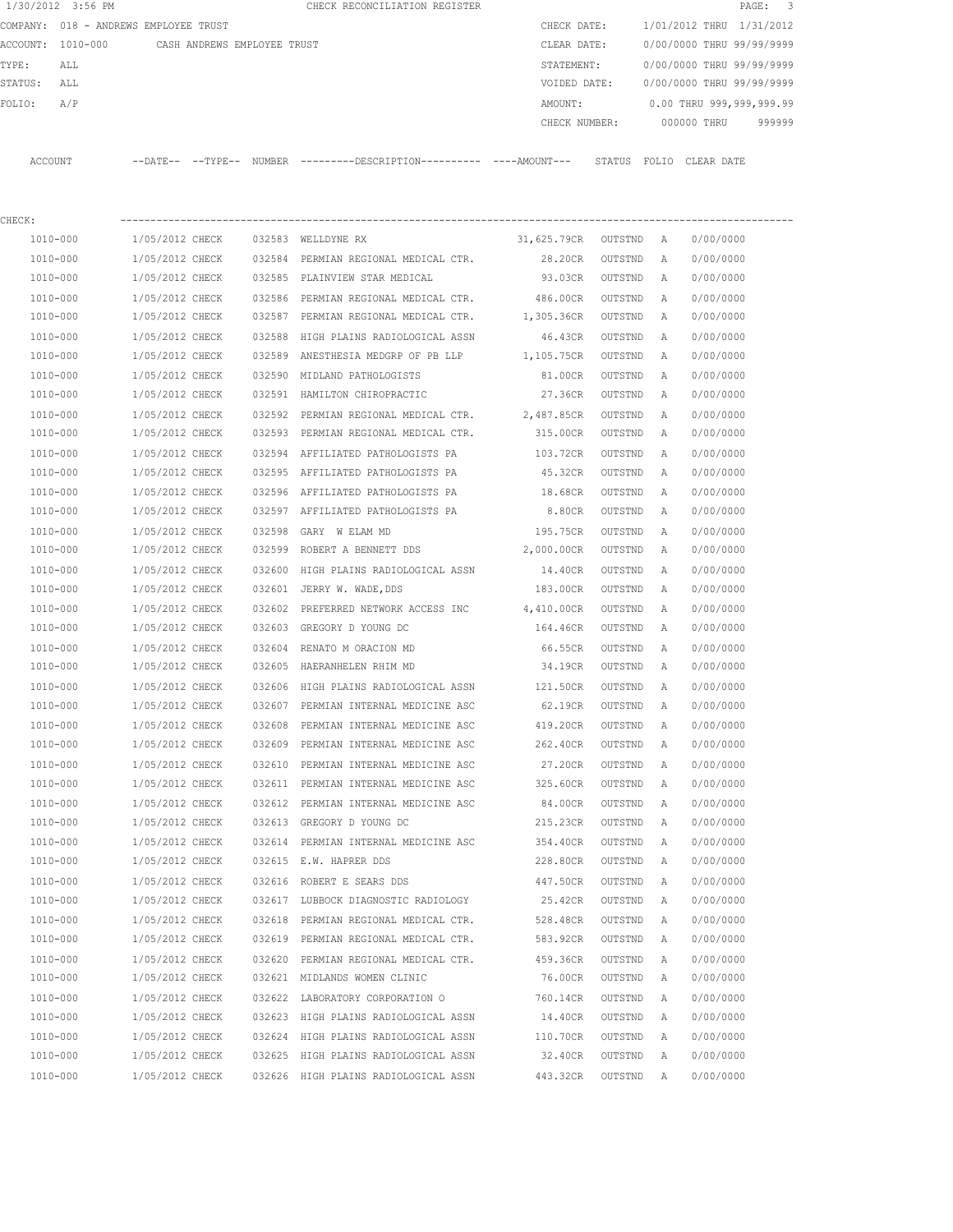1/30/2012 3:56 PM CHECK RECONCILIATION REGISTER

COMPANY: 018 - ANDREWS EMPLOYEE TRUST
ACCOUNT: 1010-000 CASH ANDREWS EMPLOYEE TRUST
TYPE: ALL
STATUS: ALL
FOLIO: A/P

CHECK DATE: 1/01/2012 THRU 1/31/2012
CLEAR DATE: 0/00/0000 THRU 99/99/9999
STATEMENT: 0/00/0000 THRU 99/99/9999
VOIDED DATE: 0/00/0000 THRU 99/99/9999
AMOUNT: 0.00 THRU 999,999,999.99
CHECK NUMBER: 000000 THRU 999999

CHECK:

| ACCOUNT | --DATE-- | --TYPE-- | NUMBER | ---------DESCRIPTION---------- | ----AMOUNT--- | STATUS | FOLIO | CLEAR DATE |
|---|---|---|---|---|---|---|---|---|
| 1010-000 | 1/05/2012 | CHECK | 032583 | WELLDYNE RX | 31,625.79CR | OUTSTND | A | 0/00/0000 |
| 1010-000 | 1/05/2012 | CHECK | 032584 | PERMIAN REGIONAL MEDICAL CTR. | 28.20CR | OUTSTND | A | 0/00/0000 |
| 1010-000 | 1/05/2012 | CHECK | 032585 | PLAINVIEW STAR MEDICAL | 93.03CR | OUTSTND | A | 0/00/0000 |
| 1010-000 | 1/05/2012 | CHECK | 032586 | PERMIAN REGIONAL MEDICAL CTR. | 486.00CR | OUTSTND | A | 0/00/0000 |
| 1010-000 | 1/05/2012 | CHECK | 032587 | PERMIAN REGIONAL MEDICAL CTR. | 1,305.36CR | OUTSTND | A | 0/00/0000 |
| 1010-000 | 1/05/2012 | CHECK | 032588 | HIGH PLAINS RADIOLOGICAL ASSN | 46.43CR | OUTSTND | A | 0/00/0000 |
| 1010-000 | 1/05/2012 | CHECK | 032589 | ANESTHESIA MEDGRP OF PB LLP | 1,105.75CR | OUTSTND | A | 0/00/0000 |
| 1010-000 | 1/05/2012 | CHECK | 032590 | MIDLAND PATHOLOGISTS | 81.00CR | OUTSTND | A | 0/00/0000 |
| 1010-000 | 1/05/2012 | CHECK | 032591 | HAMILTON CHIROPRACTIC | 27.36CR | OUTSTND | A | 0/00/0000 |
| 1010-000 | 1/05/2012 | CHECK | 032592 | PERMIAN REGIONAL MEDICAL CTR. | 2,487.85CR | OUTSTND | A | 0/00/0000 |
| 1010-000 | 1/05/2012 | CHECK | 032593 | PERMIAN REGIONAL MEDICAL CTR. | 315.00CR | OUTSTND | A | 0/00/0000 |
| 1010-000 | 1/05/2012 | CHECK | 032594 | AFFILIATED PATHOLOGISTS PA | 103.72CR | OUTSTND | A | 0/00/0000 |
| 1010-000 | 1/05/2012 | CHECK | 032595 | AFFILIATED PATHOLOGISTS PA | 45.32CR | OUTSTND | A | 0/00/0000 |
| 1010-000 | 1/05/2012 | CHECK | 032596 | AFFILIATED PATHOLOGISTS PA | 18.68CR | OUTSTND | A | 0/00/0000 |
| 1010-000 | 1/05/2012 | CHECK | 032597 | AFFILIATED PATHOLOGISTS PA | 8.80CR | OUTSTND | A | 0/00/0000 |
| 1010-000 | 1/05/2012 | CHECK | 032598 | GARY W ELAM MD | 195.75CR | OUTSTND | A | 0/00/0000 |
| 1010-000 | 1/05/2012 | CHECK | 032599 | ROBERT A BENNETT DDS | 2,000.00CR | OUTSTND | A | 0/00/0000 |
| 1010-000 | 1/05/2012 | CHECK | 032600 | HIGH PLAINS RADIOLOGICAL ASSN | 14.40CR | OUTSTND | A | 0/00/0000 |
| 1010-000 | 1/05/2012 | CHECK | 032601 | JERRY W. WADE,DDS | 183.00CR | OUTSTND | A | 0/00/0000 |
| 1010-000 | 1/05/2012 | CHECK | 032602 | PREFERRED NETWORK ACCESS INC | 4,410.00CR | OUTSTND | A | 0/00/0000 |
| 1010-000 | 1/05/2012 | CHECK | 032603 | GREGORY D YOUNG DC | 164.46CR | OUTSTND | A | 0/00/0000 |
| 1010-000 | 1/05/2012 | CHECK | 032604 | RENATO M ORACION MD | 66.55CR | OUTSTND | A | 0/00/0000 |
| 1010-000 | 1/05/2012 | CHECK | 032605 | HAERANHELEN RHIM MD | 34.19CR | OUTSTND | A | 0/00/0000 |
| 1010-000 | 1/05/2012 | CHECK | 032606 | HIGH PLAINS RADIOLOGICAL ASSN | 121.50CR | OUTSTND | A | 0/00/0000 |
| 1010-000 | 1/05/2012 | CHECK | 032607 | PERMIAN INTERNAL MEDICINE ASC | 62.19CR | OUTSTND | A | 0/00/0000 |
| 1010-000 | 1/05/2012 | CHECK | 032608 | PERMIAN INTERNAL MEDICINE ASC | 419.20CR | OUTSTND | A | 0/00/0000 |
| 1010-000 | 1/05/2012 | CHECK | 032609 | PERMIAN INTERNAL MEDICINE ASC | 262.40CR | OUTSTND | A | 0/00/0000 |
| 1010-000 | 1/05/2012 | CHECK | 032610 | PERMIAN INTERNAL MEDICINE ASC | 27.20CR | OUTSTND | A | 0/00/0000 |
| 1010-000 | 1/05/2012 | CHECK | 032611 | PERMIAN INTERNAL MEDICINE ASC | 325.60CR | OUTSTND | A | 0/00/0000 |
| 1010-000 | 1/05/2012 | CHECK | 032612 | PERMIAN INTERNAL MEDICINE ASC | 84.00CR | OUTSTND | A | 0/00/0000 |
| 1010-000 | 1/05/2012 | CHECK | 032613 | GREGORY D YOUNG DC | 215.23CR | OUTSTND | A | 0/00/0000 |
| 1010-000 | 1/05/2012 | CHECK | 032614 | PERMIAN INTERNAL MEDICINE ASC | 354.40CR | OUTSTND | A | 0/00/0000 |
| 1010-000 | 1/05/2012 | CHECK | 032615 | E.W. HAPRER DDS | 228.80CR | OUTSTND | A | 0/00/0000 |
| 1010-000 | 1/05/2012 | CHECK | 032616 | ROBERT E SEARS DDS | 447.50CR | OUTSTND | A | 0/00/0000 |
| 1010-000 | 1/05/2012 | CHECK | 032617 | LUBBOCK DIAGNOSTIC RADIOLOGY | 25.42CR | OUTSTND | A | 0/00/0000 |
| 1010-000 | 1/05/2012 | CHECK | 032618 | PERMIAN REGIONAL MEDICAL CTR. | 528.48CR | OUTSTND | A | 0/00/0000 |
| 1010-000 | 1/05/2012 | CHECK | 032619 | PERMIAN REGIONAL MEDICAL CTR. | 583.92CR | OUTSTND | A | 0/00/0000 |
| 1010-000 | 1/05/2012 | CHECK | 032620 | PERMIAN REGIONAL MEDICAL CTR. | 459.36CR | OUTSTND | A | 0/00/0000 |
| 1010-000 | 1/05/2012 | CHECK | 032621 | MIDLANDS WOMEN CLINIC | 76.00CR | OUTSTND | A | 0/00/0000 |
| 1010-000 | 1/05/2012 | CHECK | 032622 | LABORATORY CORPORATION O | 760.14CR | OUTSTND | A | 0/00/0000 |
| 1010-000 | 1/05/2012 | CHECK | 032623 | HIGH PLAINS RADIOLOGICAL ASSN | 14.40CR | OUTSTND | A | 0/00/0000 |
| 1010-000 | 1/05/2012 | CHECK | 032624 | HIGH PLAINS RADIOLOGICAL ASSN | 110.70CR | OUTSTND | A | 0/00/0000 |
| 1010-000 | 1/05/2012 | CHECK | 032625 | HIGH PLAINS RADIOLOGICAL ASSN | 32.40CR | OUTSTND | A | 0/00/0000 |
| 1010-000 | 1/05/2012 | CHECK | 032626 | HIGH PLAINS RADIOLOGICAL ASSN | 443.32CR | OUTSTND | A | 0/00/0000 |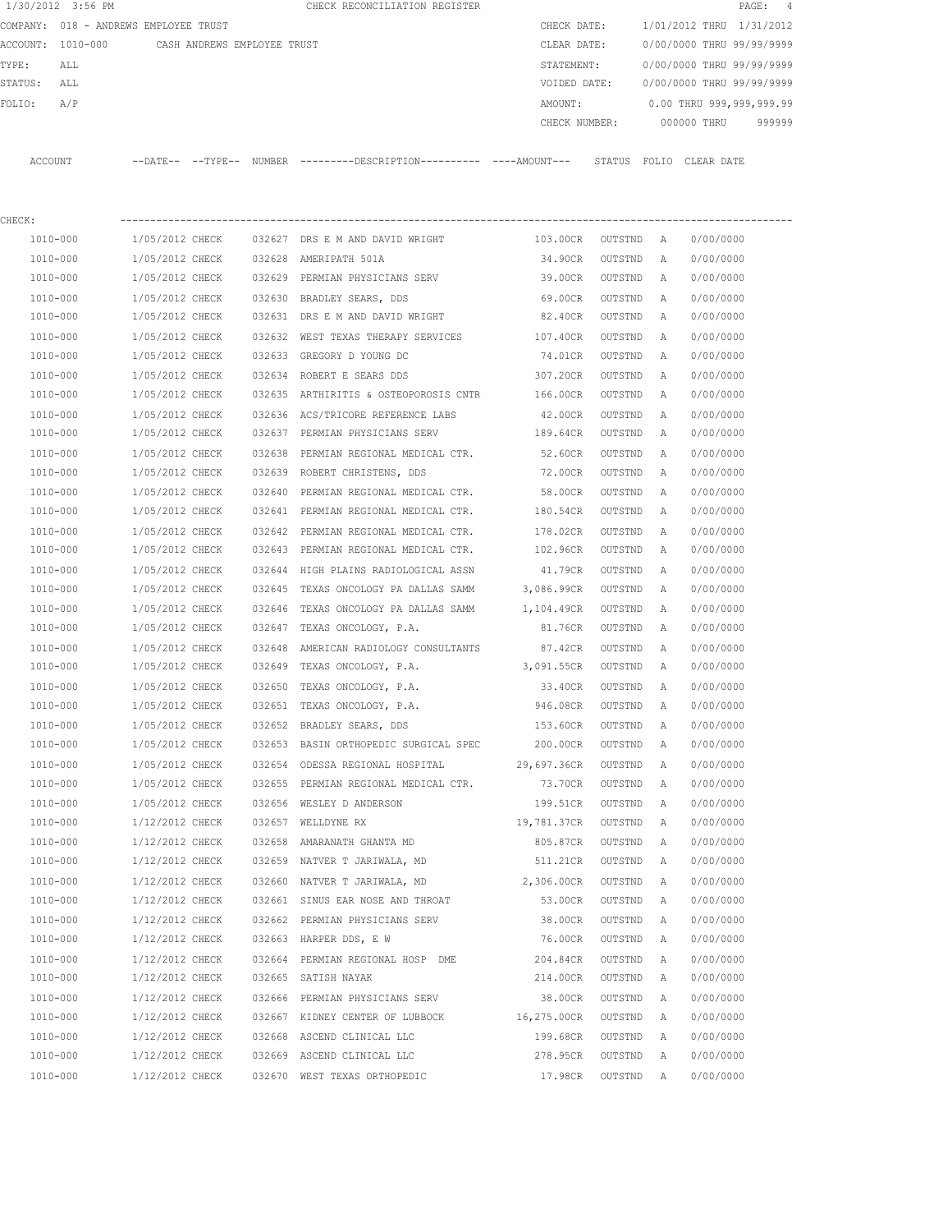1/30/2012 3:56 PM CHECK RECONCILIATION REGISTER

COMPANY: 018 - ANDREWS EMPLOYEE TRUST
ACCOUNT: 1010-000 CASH ANDREWS EMPLOYEE TRUST
TYPE: ALL
STATUS: ALL
FOLIO: A/P

CHECK DATE: 1/01/2012 THRU 1/31/2012
CLEAR DATE: 0/00/0000 THRU 99/99/9999
STATEMENT: 0/00/0000 THRU 99/99/9999
VOIDED DATE: 0/00/0000 THRU 99/99/9999
AMOUNT: 0.00 THRU 999,999,999.99
CHECK NUMBER: 000000 THRU 999999

CHECK:

| ACCOUNT | --DATE-- | --TYPE-- | NUMBER | ---------DESCRIPTION---------- | ----AMOUNT--- | STATUS | FOLIO | CLEAR DATE |
|---|---|---|---|---|---|---|---|---|
| 1010-000 | 1/05/2012 | CHECK | 032627 | DRS E M AND DAVID WRIGHT | 103.00CR | OUTSTND | A | 0/00/0000 |
| 1010-000 | 1/05/2012 | CHECK | 032628 | AMERIPATH 501A | 34.90CR | OUTSTND | A | 0/00/0000 |
| 1010-000 | 1/05/2012 | CHECK | 032629 | PERMIAN PHYSICIANS SERV | 39.00CR | OUTSTND | A | 0/00/0000 |
| 1010-000 | 1/05/2012 | CHECK | 032630 | BRADLEY SEARS, DDS | 69.00CR | OUTSTND | A | 0/00/0000 |
| 1010-000 | 1/05/2012 | CHECK | 032631 | DRS E M AND DAVID WRIGHT | 82.40CR | OUTSTND | A | 0/00/0000 |
| 1010-000 | 1/05/2012 | CHECK | 032632 | WEST TEXAS THERAPY SERVICES | 107.40CR | OUTSTND | A | 0/00/0000 |
| 1010-000 | 1/05/2012 | CHECK | 032633 | GREGORY D YOUNG DC | 74.01CR | OUTSTND | A | 0/00/0000 |
| 1010-000 | 1/05/2012 | CHECK | 032634 | ROBERT E SEARS DDS | 307.20CR | OUTSTND | A | 0/00/0000 |
| 1010-000 | 1/05/2012 | CHECK | 032635 | ARTHIRITIS & OSTEOPOROSIS CNTR | 166.00CR | OUTSTND | A | 0/00/0000 |
| 1010-000 | 1/05/2012 | CHECK | 032636 | ACS/TRICORE REFERENCE LABS | 42.00CR | OUTSTND | A | 0/00/0000 |
| 1010-000 | 1/05/2012 | CHECK | 032637 | PERMIAN PHYSICIANS SERV | 189.64CR | OUTSTND | A | 0/00/0000 |
| 1010-000 | 1/05/2012 | CHECK | 032638 | PERMIAN REGIONAL MEDICAL CTR. | 52.60CR | OUTSTND | A | 0/00/0000 |
| 1010-000 | 1/05/2012 | CHECK | 032639 | ROBERT CHRISTENS, DDS | 72.00CR | OUTSTND | A | 0/00/0000 |
| 1010-000 | 1/05/2012 | CHECK | 032640 | PERMIAN REGIONAL MEDICAL CTR. | 58.00CR | OUTSTND | A | 0/00/0000 |
| 1010-000 | 1/05/2012 | CHECK | 032641 | PERMIAN REGIONAL MEDICAL CTR. | 180.54CR | OUTSTND | A | 0/00/0000 |
| 1010-000 | 1/05/2012 | CHECK | 032642 | PERMIAN REGIONAL MEDICAL CTR. | 178.02CR | OUTSTND | A | 0/00/0000 |
| 1010-000 | 1/05/2012 | CHECK | 032643 | PERMIAN REGIONAL MEDICAL CTR. | 102.96CR | OUTSTND | A | 0/00/0000 |
| 1010-000 | 1/05/2012 | CHECK | 032644 | HIGH PLAINS RADIOLOGICAL ASSN | 41.79CR | OUTSTND | A | 0/00/0000 |
| 1010-000 | 1/05/2012 | CHECK | 032645 | TEXAS ONCOLOGY PA DALLAS SAMM | 3,086.99CR | OUTSTND | A | 0/00/0000 |
| 1010-000 | 1/05/2012 | CHECK | 032646 | TEXAS ONCOLOGY PA DALLAS SAMM | 1,104.49CR | OUTSTND | A | 0/00/0000 |
| 1010-000 | 1/05/2012 | CHECK | 032647 | TEXAS ONCOLOGY, P.A. | 81.76CR | OUTSTND | A | 0/00/0000 |
| 1010-000 | 1/05/2012 | CHECK | 032648 | AMERICAN RADIOLOGY CONSULTANTS | 87.42CR | OUTSTND | A | 0/00/0000 |
| 1010-000 | 1/05/2012 | CHECK | 032649 | TEXAS ONCOLOGY, P.A. | 3,091.55CR | OUTSTND | A | 0/00/0000 |
| 1010-000 | 1/05/2012 | CHECK | 032650 | TEXAS ONCOLOGY, P.A. | 33.40CR | OUTSTND | A | 0/00/0000 |
| 1010-000 | 1/05/2012 | CHECK | 032651 | TEXAS ONCOLOGY, P.A. | 946.08CR | OUTSTND | A | 0/00/0000 |
| 1010-000 | 1/05/2012 | CHECK | 032652 | BRADLEY SEARS, DDS | 153.60CR | OUTSTND | A | 0/00/0000 |
| 1010-000 | 1/05/2012 | CHECK | 032653 | BASIN ORTHOPEDIC SURGICAL SPEC | 200.00CR | OUTSTND | A | 0/00/0000 |
| 1010-000 | 1/05/2012 | CHECK | 032654 | ODESSA REGIONAL HOSPITAL | 29,697.36CR | OUTSTND | A | 0/00/0000 |
| 1010-000 | 1/05/2012 | CHECK | 032655 | PERMIAN REGIONAL MEDICAL CTR. | 73.70CR | OUTSTND | A | 0/00/0000 |
| 1010-000 | 1/05/2012 | CHECK | 032656 | WESLEY D ANDERSON | 199.51CR | OUTSTND | A | 0/00/0000 |
| 1010-000 | 1/12/2012 | CHECK | 032657 | WELLDYNE RX | 19,781.37CR | OUTSTND | A | 0/00/0000 |
| 1010-000 | 1/12/2012 | CHECK | 032658 | AMARANATH GHANTA MD | 805.87CR | OUTSTND | A | 0/00/0000 |
| 1010-000 | 1/12/2012 | CHECK | 032659 | NATVER T JARIWALA, MD | 511.21CR | OUTSTND | A | 0/00/0000 |
| 1010-000 | 1/12/2012 | CHECK | 032660 | NATVER T JARIWALA, MD | 2,306.00CR | OUTSTND | A | 0/00/0000 |
| 1010-000 | 1/12/2012 | CHECK | 032661 | SINUS EAR NOSE AND THROAT | 53.00CR | OUTSTND | A | 0/00/0000 |
| 1010-000 | 1/12/2012 | CHECK | 032662 | PERMIAN PHYSICIANS SERV | 38.00CR | OUTSTND | A | 0/00/0000 |
| 1010-000 | 1/12/2012 | CHECK | 032663 | HARPER DDS, E W | 76.00CR | OUTSTND | A | 0/00/0000 |
| 1010-000 | 1/12/2012 | CHECK | 032664 | PERMIAN REGIONAL HOSP DME | 204.84CR | OUTSTND | A | 0/00/0000 |
| 1010-000 | 1/12/2012 | CHECK | 032665 | SATISH NAYAK | 214.00CR | OUTSTND | A | 0/00/0000 |
| 1010-000 | 1/12/2012 | CHECK | 032666 | PERMIAN PHYSICIANS SERV | 38.00CR | OUTSTND | A | 0/00/0000 |
| 1010-000 | 1/12/2012 | CHECK | 032667 | KIDNEY CENTER OF LUBBOCK | 16,275.00CR | OUTSTND | A | 0/00/0000 |
| 1010-000 | 1/12/2012 | CHECK | 032668 | ASCEND CLINICAL LLC | 199.68CR | OUTSTND | A | 0/00/0000 |
| 1010-000 | 1/12/2012 | CHECK | 032669 | ASCEND CLINICAL LLC | 278.95CR | OUTSTND | A | 0/00/0000 |
| 1010-000 | 1/12/2012 | CHECK | 032670 | WEST TEXAS ORTHOPEDIC | 17.98CR | OUTSTND | A | 0/00/0000 |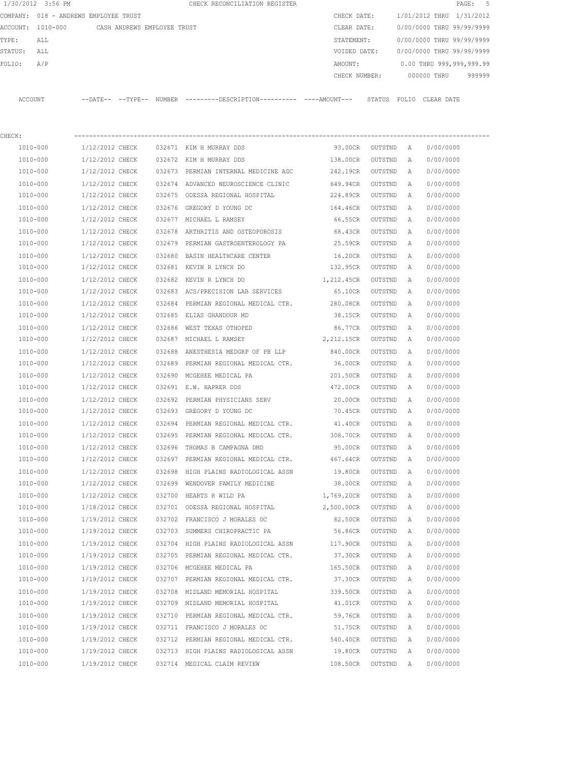1/30/2012 3:56 PM CHECK RECONCILIATION REGISTER

COMPANY: 018 - ANDREWS EMPLOYEE TRUST

ACCOUNT: 1010-000 CASH ANDREWS EMPLOYEE TRUST

TYPE: ALL

STATUS: ALL

FOLIO: A/P

CHECK DATE: 1/01/2012 THRU 1/31/2012

CLEAR DATE: 0/00/0000 THRU 99/99/9999

STATEMENT: 0/00/0000 THRU 99/99/9999

VOIDED DATE: 0/00/0000 THRU 99/99/9999

AMOUNT: 0.00 THRU 999,999,999.99

CHECK NUMBER: 000000 THRU 999999

CHECK:

| ACCOUNT | --DATE-- | --TYPE-- | NUMBER | ---------DESCRIPTION---------- | ----AMOUNT--- | STATUS | FOLIO | CLEAR DATE |
|---|---|---|---|---|---|---|---|---|
| 1010-000 | 1/12/2012 | CHECK | 032671 | KIM H MURRAY DDS | 93.00CR | OUTSTND | A | 0/00/0000 |
| 1010-000 | 1/12/2012 | CHECK | 032672 | KIM H MURRAY DDS | 138.00CR | OUTSTND | A | 0/00/0000 |
| 1010-000 | 1/12/2012 | CHECK | 032673 | PERMIAN INTERNAL MEDICINE ASC | 242.19CR | OUTSTND | A | 0/00/0000 |
| 1010-000 | 1/12/2012 | CHECK | 032674 | ADVANCED NEUROSCIENCE CLINIC | 649.94CR | OUTSTND | A | 0/00/0000 |
| 1010-000 | 1/12/2012 | CHECK | 032675 | ODESSA REGIONAL HOSPITAL | 224.89CR | OUTSTND | A | 0/00/0000 |
| 1010-000 | 1/12/2012 | CHECK | 032676 | GREGORY D YOUNG DC | 164.46CR | OUTSTND | A | 0/00/0000 |
| 1010-000 | 1/12/2012 | CHECK | 032677 | MICHAEL L RAMSEY | 66.55CR | OUTSTND | A | 0/00/0000 |
| 1010-000 | 1/12/2012 | CHECK | 032678 | ARTHRITIS AND OSTEOPOROSIS | 68.43CR | OUTSTND | A | 0/00/0000 |
| 1010-000 | 1/12/2012 | CHECK | 032679 | PERMIAN GASTROENTEROLOGY PA | 25.59CR | OUTSTND | A | 0/00/0000 |
| 1010-000 | 1/12/2012 | CHECK | 032680 | BASIN HEALTHCARE CENTER | 16.20CR | OUTSTND | A | 0/00/0000 |
| 1010-000 | 1/12/2012 | CHECK | 032681 | KEVIN R LYNCH DO | 132.95CR | OUTSTND | A | 0/00/0000 |
| 1010-000 | 1/12/2012 | CHECK | 032682 | KEVIN R LYNCH DO | 1,212.45CR | OUTSTND | A | 0/00/0000 |
| 1010-000 | 1/12/2012 | CHECK | 032683 | ACS/PRECISION LAB SERVICES | 65.10CR | OUTSTND | A | 0/00/0000 |
| 1010-000 | 1/12/2012 | CHECK | 032684 | PERMIAN REGIONAL MEDICAL CTR. | 280.08CR | OUTSTND | A | 0/00/0000 |
| 1010-000 | 1/12/2012 | CHECK | 032685 | ELIAS GHANDOUR MD | 38.15CR | OUTSTND | A | 0/00/0000 |
| 1010-000 | 1/12/2012 | CHECK | 032686 | WEST TEXAS OTHOPED | 86.77CR | OUTSTND | A | 0/00/0000 |
| 1010-000 | 1/12/2012 | CHECK | 032687 | MICHAEL L RAMSEY | 2,212.15CR | OUTSTND | A | 0/00/0000 |
| 1010-000 | 1/12/2012 | CHECK | 032688 | ANESTHESIA MEDGRP OF PB LLP | 840.00CR | OUTSTND | A | 0/00/0000 |
| 1010-000 | 1/12/2012 | CHECK | 032689 | PERMIAN REGIONAL MEDICAL CTR. | 36.00CR | OUTSTND | A | 0/00/0000 |
| 1010-000 | 1/12/2012 | CHECK | 032690 | MCGEHEE MEDICAL PA | 201.50CR | OUTSTND | A | 0/00/0000 |
| 1010-000 | 1/12/2012 | CHECK | 032691 | E.W. HAPRER DDS | 472.00CR | OUTSTND | A | 0/00/0000 |
| 1010-000 | 1/12/2012 | CHECK | 032692 | PERMIAN PHYSICIANS SERV | 20.00CR | OUTSTND | A | 0/00/0000 |
| 1010-000 | 1/12/2012 | CHECK | 032693 | GREGORY D YOUNG DC | 70.45CR | OUTSTND | A | 0/00/0000 |
| 1010-000 | 1/12/2012 | CHECK | 032694 | PERMIAN REGIONAL MEDICAL CTR. | 41.40CR | OUTSTND | A | 0/00/0000 |
| 1010-000 | 1/12/2012 | CHECK | 032695 | PERMIAN REGIONAL MEDICAL CTR. | 308.70CR | OUTSTND | A | 0/00/0000 |
| 1010-000 | 1/12/2012 | CHECK | 032696 | THOMAS B CAMPAGNA DMD | 95.00CR | OUTSTND | A | 0/00/0000 |
| 1010-000 | 1/12/2012 | CHECK | 032697 | PERMIAN REGIONAL MEDICAL CTR. | 467.64CR | OUTSTND | A | 0/00/0000 |
| 1010-000 | 1/12/2012 | CHECK | 032698 | HIGH PLAINS RADIOLOGICAL ASSN | 19.80CR | OUTSTND | A | 0/00/0000 |
| 1010-000 | 1/12/2012 | CHECK | 032699 | WENDOVER FAMILY MEDICINE | 38.00CR | OUTSTND | A | 0/00/0000 |
| 1010-000 | 1/12/2012 | CHECK | 032700 | HEARTS R WILD PA | 1,769.20CR | OUTSTND | A | 0/00/0000 |
| 1010-000 | 1/18/2012 | CHECK | 032701 | ODESSA REGIONAL HOSPITAL | 2,500.00CR | OUTSTND | A | 0/00/0000 |
| 1010-000 | 1/19/2012 | CHECK | 032702 | FRANCISCO J MORALES OC | 82.50CR | OUTSTND | A | 0/00/0000 |
| 1010-000 | 1/19/2012 | CHECK | 032703 | SUMMERS CHIROPRACTIC PA | 56.86CR | OUTSTND | A | 0/00/0000 |
| 1010-000 | 1/19/2012 | CHECK | 032704 | HIGH PLAINS RADIOLOGICAL ASSN | 117.90CR | OUTSTND | A | 0/00/0000 |
| 1010-000 | 1/19/2012 | CHECK | 032705 | PERMIAN REGIONAL MEDICAL CTR. | 37.30CR | OUTSTND | A | 0/00/0000 |
| 1010-000 | 1/19/2012 | CHECK | 032706 | MCGEHEE MEDICAL PA | 165.50CR | OUTSTND | A | 0/00/0000 |
| 1010-000 | 1/19/2012 | CHECK | 032707 | PERMIAN REGIONAL MEDICAL CTR. | 37.30CR | OUTSTND | A | 0/00/0000 |
| 1010-000 | 1/19/2012 | CHECK | 032708 | MIDLAND MEMORIAL HOSPITAL | 339.50CR | OUTSTND | A | 0/00/0000 |
| 1010-000 | 1/19/2012 | CHECK | 032709 | MIDLAND MEMORIAL HOSPITAL | 41.01CR | OUTSTND | A | 0/00/0000 |
| 1010-000 | 1/19/2012 | CHECK | 032710 | PERMIAN REGIONAL MEDICAL CTR. | 59.76CR | OUTSTND | A | 0/00/0000 |
| 1010-000 | 1/19/2012 | CHECK | 032711 | FRANCISCO J MORALES OC | 51.75CR | OUTSTND | A | 0/00/0000 |
| 1010-000 | 1/19/2012 | CHECK | 032712 | PERMIAN REGIONAL MEDICAL CTR. | 540.40CR | OUTSTND | A | 0/00/0000 |
| 1010-000 | 1/19/2012 | CHECK | 032713 | HIGH PLAINS RADIOLOGICAL ASSN | 19.80CR | OUTSTND | A | 0/00/0000 |
| 1010-000 | 1/19/2012 | CHECK | 032714 | MEDICAL CLAIM REVIEW | 108.50CR | OUTSTND | A | 0/00/0000 |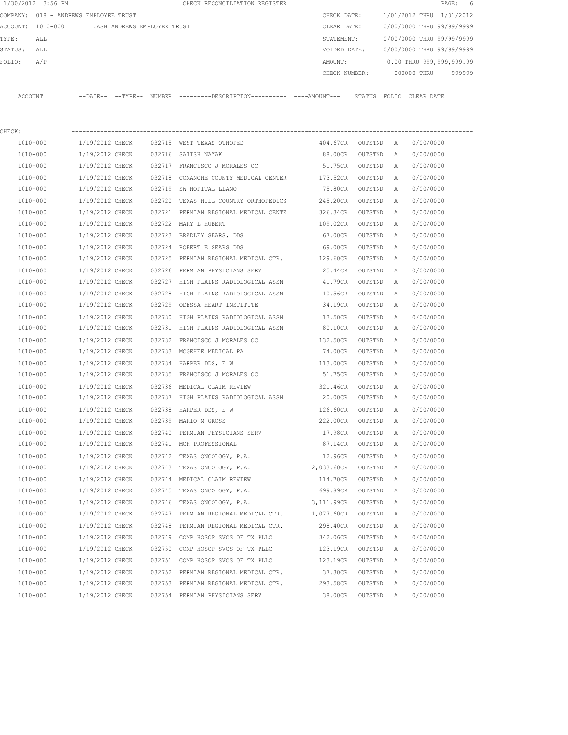1/30/2012 3:56 PM CHECK RECONCILIATION REGISTER

COMPANY: 018 - ANDREWS EMPLOYEE TRUST

ACCOUNT: 1010-000 CASH ANDREWS EMPLOYEE TRUST

TYPE: ALL

STATUS: ALL

FOLIO: A/P

CHECK DATE: 1/01/2012 THRU 1/31/2012

CLEAR DATE: 0/00/0000 THRU 99/99/9999

STATEMENT: 0/00/0000 THRU 99/99/9999

VOIDED DATE: 0/00/0000 THRU 99/99/9999

AMOUNT: 0.00 THRU 999,999,999.99

CHECK NUMBER: 000000 THRU 999999

CHECK:

| ACCOUNT | --DATE-- | --TYPE-- | NUMBER | ---------DESCRIPTION---------- | ----AMOUNT--- | STATUS | FOLIO | CLEAR DATE |
|---|---|---|---|---|---|---|---|---|
| 1010-000 | 1/19/2012 | CHECK | 032715 | WEST TEXAS OTHOPED | 404.67CR | OUTSTND | A | 0/00/0000 |
| 1010-000 | 1/19/2012 | CHECK | 032716 | SATISH NAYAK | 88.00CR | OUTSTND | A | 0/00/0000 |
| 1010-000 | 1/19/2012 | CHECK | 032717 | FRANCISCO J MORALES OC | 51.75CR | OUTSTND | A | 0/00/0000 |
| 1010-000 | 1/19/2012 | CHECK | 032718 | COMANCHE COUNTY MEDICAL CENTER | 173.52CR | OUTSTND | A | 0/00/0000 |
| 1010-000 | 1/19/2012 | CHECK | 032719 | SW HOPITAL LLANO | 75.80CR | OUTSTND | A | 0/00/0000 |
| 1010-000 | 1/19/2012 | CHECK | 032720 | TEXAS HILL COUNTRY ORTHOPEDICS | 245.20CR | OUTSTND | A | 0/00/0000 |
| 1010-000 | 1/19/2012 | CHECK | 032721 | PERMIAN REGIONAL MEDICAL CENTE | 326.34CR | OUTSTND | A | 0/00/0000 |
| 1010-000 | 1/19/2012 | CHECK | 032722 | MARY L HUBERT | 109.02CR | OUTSTND | A | 0/00/0000 |
| 1010-000 | 1/19/2012 | CHECK | 032723 | BRADLEY SEARS, DDS | 67.00CR | OUTSTND | A | 0/00/0000 |
| 1010-000 | 1/19/2012 | CHECK | 032724 | ROBERT E SEARS DDS | 69.00CR | OUTSTND | A | 0/00/0000 |
| 1010-000 | 1/19/2012 | CHECK | 032725 | PERMIAN REGIONAL MEDICAL CTR. | 129.60CR | OUTSTND | A | 0/00/0000 |
| 1010-000 | 1/19/2012 | CHECK | 032726 | PERMIAN PHYSICIANS SERV | 25.44CR | OUTSTND | A | 0/00/0000 |
| 1010-000 | 1/19/2012 | CHECK | 032727 | HIGH PLAINS RADIOLOGICAL ASSN | 41.79CR | OUTSTND | A | 0/00/0000 |
| 1010-000 | 1/19/2012 | CHECK | 032728 | HIGH PLAINS RADIOLOGICAL ASSN | 10.56CR | OUTSTND | A | 0/00/0000 |
| 1010-000 | 1/19/2012 | CHECK | 032729 | ODESSA HEART INSTITUTE | 34.19CR | OUTSTND | A | 0/00/0000 |
| 1010-000 | 1/19/2012 | CHECK | 032730 | HIGH PLAINS RADIOLOGICAL ASSN | 13.50CR | OUTSTND | A | 0/00/0000 |
| 1010-000 | 1/19/2012 | CHECK | 032731 | HIGH PLAINS RADIOLOGICAL ASSN | 80.10CR | OUTSTND | A | 0/00/0000 |
| 1010-000 | 1/19/2012 | CHECK | 032732 | FRANCISCO J MORALES OC | 132.50CR | OUTSTND | A | 0/00/0000 |
| 1010-000 | 1/19/2012 | CHECK | 032733 | MCGEHEE MEDICAL PA | 74.00CR | OUTSTND | A | 0/00/0000 |
| 1010-000 | 1/19/2012 | CHECK | 032734 | HARPER DDS, E W | 113.00CR | OUTSTND | A | 0/00/0000 |
| 1010-000 | 1/19/2012 | CHECK | 032735 | FRANCISCO J MORALES OC | 51.75CR | OUTSTND | A | 0/00/0000 |
| 1010-000 | 1/19/2012 | CHECK | 032736 | MEDICAL CLAIM REVIEW | 321.46CR | OUTSTND | A | 0/00/0000 |
| 1010-000 | 1/19/2012 | CHECK | 032737 | HIGH PLAINS RADIOLOGICAL ASSN | 20.00CR | OUTSTND | A | 0/00/0000 |
| 1010-000 | 1/19/2012 | CHECK | 032738 | HARPER DDS, E W | 126.60CR | OUTSTND | A | 0/00/0000 |
| 1010-000 | 1/19/2012 | CHECK | 032739 | MARIO M GROSS | 222.00CR | OUTSTND | A | 0/00/0000 |
| 1010-000 | 1/19/2012 | CHECK | 032740 | PERMIAN PHYSICIANS SERV | 17.98CR | OUTSTND | A | 0/00/0000 |
| 1010-000 | 1/19/2012 | CHECK | 032741 | MCH PROFESSIONAL | 87.14CR | OUTSTND | A | 0/00/0000 |
| 1010-000 | 1/19/2012 | CHECK | 032742 | TEXAS ONCOLOGY, P.A. | 12.96CR | OUTSTND | A | 0/00/0000 |
| 1010-000 | 1/19/2012 | CHECK | 032743 | TEXAS ONCOLOGY, P.A. | 2,033.60CR | OUTSTND | A | 0/00/0000 |
| 1010-000 | 1/19/2012 | CHECK | 032744 | MEDICAL CLAIM REVIEW | 114.70CR | OUTSTND | A | 0/00/0000 |
| 1010-000 | 1/19/2012 | CHECK | 032745 | TEXAS ONCOLOGY, P.A. | 699.89CR | OUTSTND | A | 0/00/0000 |
| 1010-000 | 1/19/2012 | CHECK | 032746 | TEXAS ONCOLOGY, P.A. | 3,111.99CR | OUTSTND | A | 0/00/0000 |
| 1010-000 | 1/19/2012 | CHECK | 032747 | PERMIAN REGIONAL MEDICAL CTR. | 1,077.60CR | OUTSTND | A | 0/00/0000 |
| 1010-000 | 1/19/2012 | CHECK | 032748 | PERMIAN REGIONAL MEDICAL CTR. | 298.40CR | OUTSTND | A | 0/00/0000 |
| 1010-000 | 1/19/2012 | CHECK | 032749 | COMP HOSOP SVCS OF TX PLLC | 342.06CR | OUTSTND | A | 0/00/0000 |
| 1010-000 | 1/19/2012 | CHECK | 032750 | COMP HOSOP SVCS OF TX PLLC | 123.19CR | OUTSTND | A | 0/00/0000 |
| 1010-000 | 1/19/2012 | CHECK | 032751 | COMP HOSOP SVCS OF TX PLLC | 123.19CR | OUTSTND | A | 0/00/0000 |
| 1010-000 | 1/19/2012 | CHECK | 032752 | PERMIAN REGIONAL MEDICAL CTR. | 37.30CR | OUTSTND | A | 0/00/0000 |
| 1010-000 | 1/19/2012 | CHECK | 032753 | PERMIAN REGIONAL MEDICAL CTR. | 293.58CR | OUTSTND | A | 0/00/0000 |
| 1010-000 | 1/19/2012 | CHECK | 032754 | PERMIAN PHYSICIANS SERV | 38.00CR | OUTSTND | A | 0/00/0000 |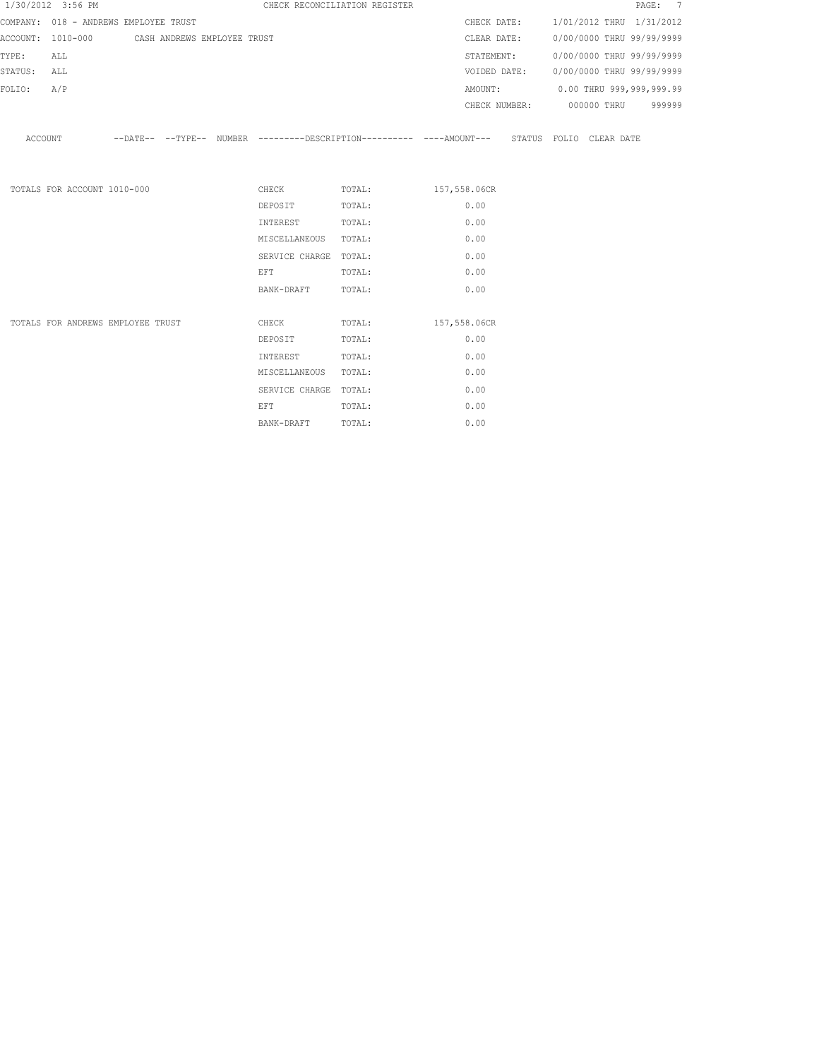1/30/2012 3:56 PM CHECK RECONCILIATION REGISTER

COMPANY: 018 - ANDREWS EMPLOYEE TRUST

ACCOUNT: 1010-000 CASH ANDREWS EMPLOYEE TRUST

TYPE: ALL

STATUS: ALL

FOLIO: A/P

CHECK DATE: 1/01/2012 THRU 1/31/2012

CLEAR DATE: 0/00/0000 THRU 99/99/9999

STATEMENT: 0/00/0000 THRU 99/99/9999

VOIDED DATE: 0/00/0000 THRU 99/99/9999

AMOUNT: 0.00 THRU 999,999,999.99

CHECK NUMBER: 000000 THRU 999999

| ACCOUNT | --DATE-- | --TYPE-- | NUMBER | ---------DESCRIPTION---------- | ----AMOUNT--- | STATUS | FOLIO | CLEAR DATE |
|---|---|---|---|---|---|---|---|---|

| | | | |
|---|---|---|---|
| TOTALS FOR ACCOUNT 1010-000 | CHECK | TOTAL: | 157,558.06CR |
| | DEPOSIT | TOTAL: | 0.00 |
| | INTEREST | TOTAL: | 0.00 |
| | MISCELLANEOUS | TOTAL: | 0.00 |
| | SERVICE CHARGE | TOTAL: | 0.00 |
| | EFT | TOTAL: | 0.00 |
| | BANK-DRAFT | TOTAL: | 0.00 |
| TOTALS FOR ANDREWS EMPLOYEE TRUST | CHECK | TOTAL: | 157,558.06CR |
| | DEPOSIT | TOTAL: | 0.00 |
| | INTEREST | TOTAL: | 0.00 |
| | MISCELLANEOUS | TOTAL: | 0.00 |
| | SERVICE CHARGE | TOTAL: | 0.00 |
| | EFT | TOTAL: | 0.00 |
| | BANK-DRAFT | TOTAL: | 0.00 |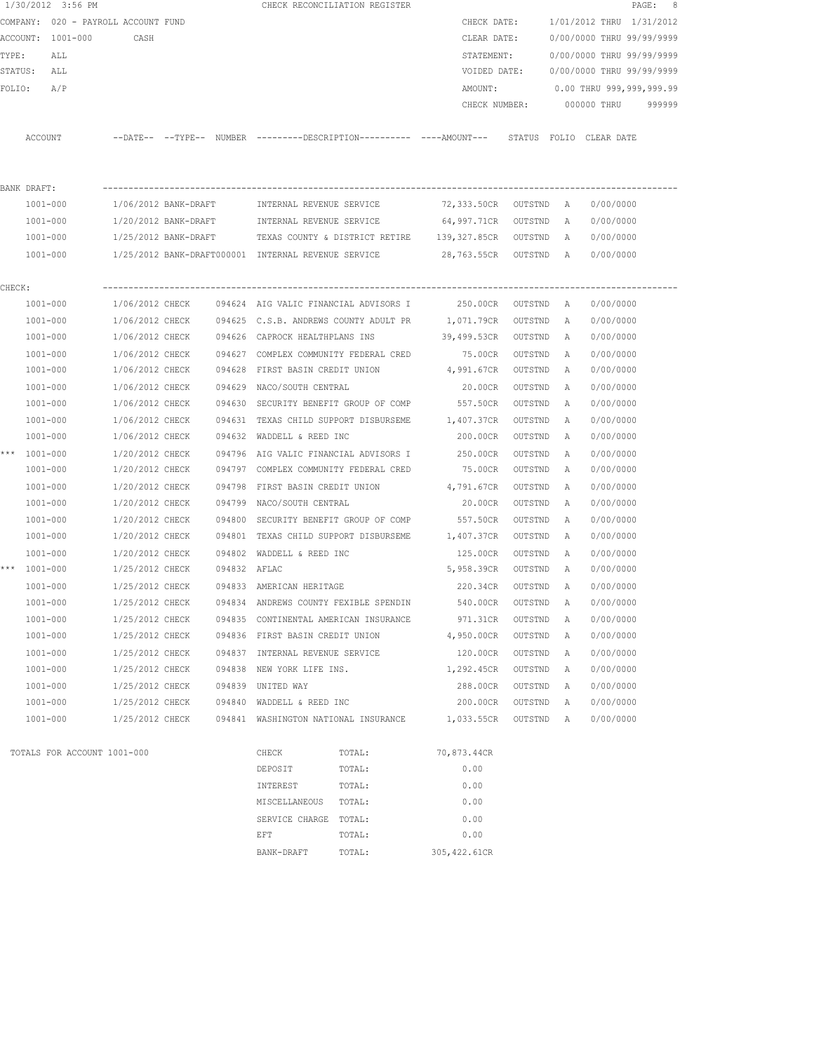1/30/2012 3:56 PM CHECK RECONCILIATION REGISTER

COMPANY: 020 - PAYROLL ACCOUNT FUND
ACCOUNT: 1001-000 CASH
TYPE: ALL
STATUS: ALL
FOLIO: A/P

CHECK DATE: 1/01/2012 THRU 1/31/2012
CLEAR DATE: 0/00/0000 THRU 99/99/9999
STATEMENT: 0/00/0000 THRU 99/99/9999
VOIDED DATE: 0/00/0000 THRU 99/99/9999
AMOUNT: 0.00 THRU 999,999,999.99
CHECK NUMBER: 000000 THRU 999999

| ACCOUNT | --DATE-- | --TYPE-- | NUMBER | ---------DESCRIPTION---------- | ----AMOUNT--- | STATUS | FOLIO | CLEAR DATE |
|---|---|---|---|---|---|---|---|---|
| **BANK DRAFT:** | | | | | | | | |
| 1001-000 | 1/06/2012 | BANK-DRAFT | | INTERNAL REVENUE SERVICE | 72,333.50CR | OUTSTND | A | 0/00/0000 |
| 1001-000 | 1/20/2012 | BANK-DRAFT | | INTERNAL REVENUE SERVICE | 64,997.71CR | OUTSTND | A | 0/00/0000 |
| 1001-000 | 1/25/2012 | BANK-DRAFT | | TEXAS COUNTY & DISTRICT RETIRE | 139,327.85CR | OUTSTND | A | 0/00/0000 |
| 1001-000 | 1/25/2012 | BANK-DRAFT | 000001 | INTERNAL REVENUE SERVICE | 28,763.55CR | OUTSTND | A | 0/00/0000 |
| **CHECK:** | | | | | | | | |
| 1001-000 | 1/06/2012 | CHECK | 094624 | AIG VALIC FINANCIAL ADVISORS I | 250.00CR | OUTSTND | A | 0/00/0000 |
| 1001-000 | 1/06/2012 | CHECK | 094625 | C.S.B. ANDREWS COUNTY ADULT PR | 1,071.79CR | OUTSTND | A | 0/00/0000 |
| 1001-000 | 1/06/2012 | CHECK | 094626 | CAPROCK HEALTHPLANS INS | 39,499.53CR | OUTSTND | A | 0/00/0000 |
| 1001-000 | 1/06/2012 | CHECK | 094627 | COMPLEX COMMUNITY FEDERAL CRED | 75.00CR | OUTSTND | A | 0/00/0000 |
| 1001-000 | 1/06/2012 | CHECK | 094628 | FIRST BASIN CREDIT UNION | 4,991.67CR | OUTSTND | A | 0/00/0000 |
| 1001-000 | 1/06/2012 | CHECK | 094629 | NACO/SOUTH CENTRAL | 20.00CR | OUTSTND | A | 0/00/0000 |
| 1001-000 | 1/06/2012 | CHECK | 094630 | SECURITY BENEFIT GROUP OF COMP | 557.50CR | OUTSTND | A | 0/00/0000 |
| 1001-000 | 1/06/2012 | CHECK | 094631 | TEXAS CHILD SUPPORT DISBURSEME | 1,407.37CR | OUTSTND | A | 0/00/0000 |
| 1001-000 | 1/06/2012 | CHECK | 094632 | WADDELL & REED INC | 200.00CR | OUTSTND | A | 0/00/0000 |
| *** 1001-000 | 1/20/2012 | CHECK | 094796 | AIG VALIC FINANCIAL ADVISORS I | 250.00CR | OUTSTND | A | 0/00/0000 |
| 1001-000 | 1/20/2012 | CHECK | 094797 | COMPLEX COMMUNITY FEDERAL CRED | 75.00CR | OUTSTND | A | 0/00/0000 |
| 1001-000 | 1/20/2012 | CHECK | 094798 | FIRST BASIN CREDIT UNION | 4,791.67CR | OUTSTND | A | 0/00/0000 |
| 1001-000 | 1/20/2012 | CHECK | 094799 | NACO/SOUTH CENTRAL | 20.00CR | OUTSTND | A | 0/00/0000 |
| 1001-000 | 1/20/2012 | CHECK | 094800 | SECURITY BENEFIT GROUP OF COMP | 557.50CR | OUTSTND | A | 0/00/0000 |
| 1001-000 | 1/20/2012 | CHECK | 094801 | TEXAS CHILD SUPPORT DISBURSEME | 1,407.37CR | OUTSTND | A | 0/00/0000 |
| 1001-000 | 1/20/2012 | CHECK | 094802 | WADDELL & REED INC | 125.00CR | OUTSTND | A | 0/00/0000 |
| *** 1001-000 | 1/25/2012 | CHECK | 094832 | AFLAC | 5,958.39CR | OUTSTND | A | 0/00/0000 |
| 1001-000 | 1/25/2012 | CHECK | 094833 | AMERICAN HERITAGE | 220.34CR | OUTSTND | A | 0/00/0000 |
| 1001-000 | 1/25/2012 | CHECK | 094834 | ANDREWS COUNTY FEXIBLE SPENDIN | 540.00CR | OUTSTND | A | 0/00/0000 |
| 1001-000 | 1/25/2012 | CHECK | 094835 | CONTINENTAL AMERICAN INSURANCE | 971.31CR | OUTSTND | A | 0/00/0000 |
| 1001-000 | 1/25/2012 | CHECK | 094836 | FIRST BASIN CREDIT UNION | 4,950.00CR | OUTSTND | A | 0/00/0000 |
| 1001-000 | 1/25/2012 | CHECK | 094837 | INTERNAL REVENUE SERVICE | 120.00CR | OUTSTND | A | 0/00/0000 |
| 1001-000 | 1/25/2012 | CHECK | 094838 | NEW YORK LIFE INS. | 1,292.45CR | OUTSTND | A | 0/00/0000 |
| 1001-000 | 1/25/2012 | CHECK | 094839 | UNITED WAY | 288.00CR | OUTSTND | A | 0/00/0000 |
| 1001-000 | 1/25/2012 | CHECK | 094840 | WADDELL & REED INC | 200.00CR | OUTSTND | A | 0/00/0000 |
| 1001-000 | 1/25/2012 | CHECK | 094841 | WASHINGTON NATIONAL INSURANCE | 1,033.55CR | OUTSTND | A | 0/00/0000 |

TOTALS FOR ACCOUNT 1001-000

| TYPE | | AMOUNT |
|---|---|---|
| CHECK | TOTAL: | 70,873.44CR |
| DEPOSIT | TOTAL: | 0.00 |
| INTEREST | TOTAL: | 0.00 |
| MISCELLANEOUS | TOTAL: | 0.00 |
| SERVICE CHARGE | TOTAL: | 0.00 |
| EFT | TOTAL: | 0.00 |
| BANK-DRAFT | TOTAL: | 305,422.61CR |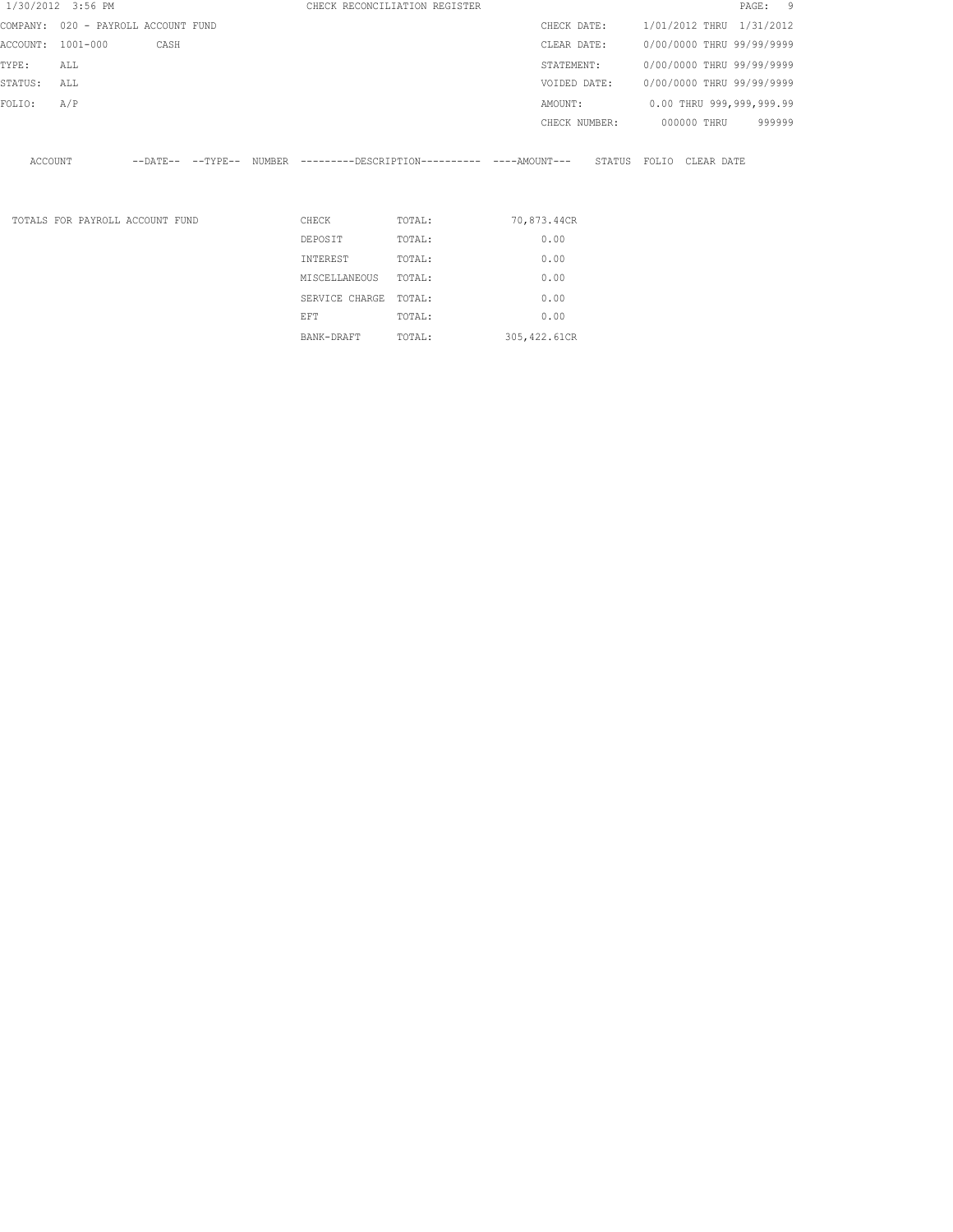1/30/2012 3:56 PM — CHECK RECONCILIATION REGISTER

| | | | |
|---|---|---|---|
| COMPANY: | 020 - PAYROLL ACCOUNT FUND | CHECK DATE: | 1/01/2012 THRU 1/31/2012 |
| ACCOUNT: | 1001-000 CASH | CLEAR DATE: | 0/00/0000 THRU 99/99/9999 |
| TYPE: | ALL | STATEMENT: | 0/00/0000 THRU 99/99/9999 |
| STATUS: | ALL | VOIDED DATE: | 0/00/0000 THRU 99/99/9999 |
| FOLIO: | A/P | AMOUNT: | 0.00 THRU 999,999,999.99 |
| | | CHECK NUMBER: | 000000 THRU 999999 |

| ACCOUNT | --DATE-- | --TYPE-- | NUMBER | ---------DESCRIPTION---------- | ----AMOUNT--- | STATUS | FOLIO | CLEAR DATE |
|---|---|---|---|---|---|---|---|---|

| TOTALS FOR PAYROLL ACCOUNT FUND | | | |
|---|---|---|---|
| | CHECK | TOTAL: | 70,873.44CR |
| | DEPOSIT | TOTAL: | 0.00 |
| | INTEREST | TOTAL: | 0.00 |
| | MISCELLANEOUS | TOTAL: | 0.00 |
| | SERVICE CHARGE | TOTAL: | 0.00 |
| | EFT | TOTAL: | 0.00 |
| | BANK-DRAFT | TOTAL: | 305,422.61CR |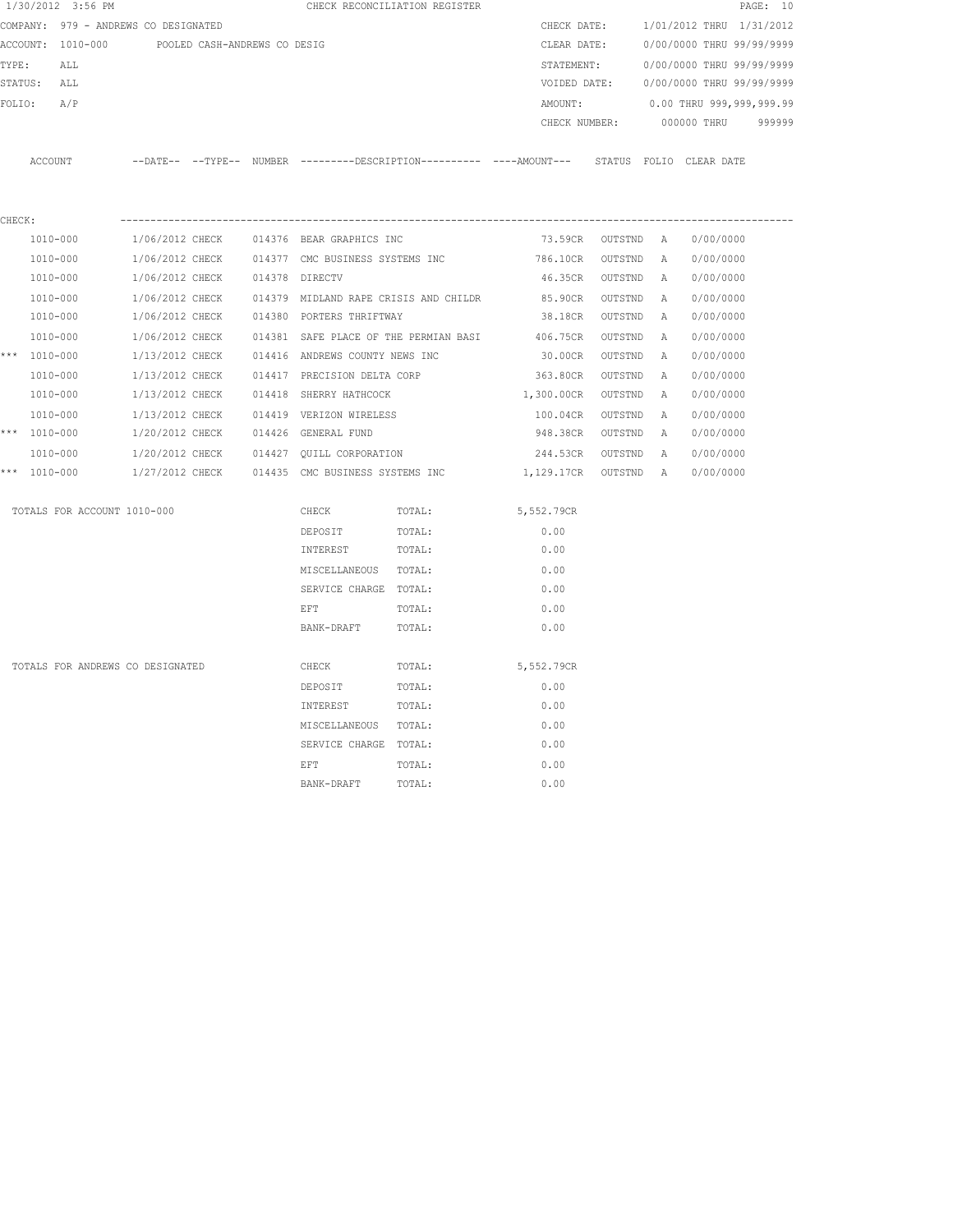1/30/2012 3:56 PM CHECK RECONCILIATION REGISTER

COMPANY: 979 - ANDREWS CO DESIGNATED
ACCOUNT: 1010-000 POOLED CASH-ANDREWS CO DESIG
TYPE: ALL
STATUS: ALL
FOLIO: A/P

CHECK DATE: 1/01/2012 THRU 1/31/2012
CLEAR DATE: 0/00/0000 THRU 99/99/9999
STATEMENT: 0/00/0000 THRU 99/99/9999
VOIDED DATE: 0/00/0000 THRU 99/99/9999
AMOUNT: 0.00 THRU 999,999,999.99
CHECK NUMBER: 000000 THRU 999999

CHECK:

| | ACCOUNT | DATE | TYPE | NUMBER | DESCRIPTION | AMOUNT | STATUS | FOLIO | CLEAR DATE |
|---|---|---|---|---|---|---|---|---|---|
| | 1010-000 | 1/06/2012 | CHECK | 014376 | BEAR GRAPHICS INC | 73.59CR | OUTSTND | A | 0/00/0000 |
| | 1010-000 | 1/06/2012 | CHECK | 014377 | CMC BUSINESS SYSTEMS INC | 786.10CR | OUTSTND | A | 0/00/0000 |
| | 1010-000 | 1/06/2012 | CHECK | 014378 | DIRECTV | 46.35CR | OUTSTND | A | 0/00/0000 |
| | 1010-000 | 1/06/2012 | CHECK | 014379 | MIDLAND RAPE CRISIS AND CHILDR | 85.90CR | OUTSTND | A | 0/00/0000 |
| | 1010-000 | 1/06/2012 | CHECK | 014380 | PORTERS THRIFTWAY | 38.18CR | OUTSTND | A | 0/00/0000 |
| | 1010-000 | 1/06/2012 | CHECK | 014381 | SAFE PLACE OF THE PERMIAN BASI | 406.75CR | OUTSTND | A | 0/00/0000 |
| *** | 1010-000 | 1/13/2012 | CHECK | 014416 | ANDREWS COUNTY NEWS INC | 30.00CR | OUTSTND | A | 0/00/0000 |
| | 1010-000 | 1/13/2012 | CHECK | 014417 | PRECISION DELTA CORP | 363.80CR | OUTSTND | A | 0/00/0000 |
| | 1010-000 | 1/13/2012 | CHECK | 014418 | SHERRY HATHCOCK | 1,300.00CR | OUTSTND | A | 0/00/0000 |
| | 1010-000 | 1/13/2012 | CHECK | 014419 | VERIZON WIRELESS | 100.04CR | OUTSTND | A | 0/00/0000 |
| *** | 1010-000 | 1/20/2012 | CHECK | 014426 | GENERAL FUND | 948.38CR | OUTSTND | A | 0/00/0000 |
| | 1010-000 | 1/20/2012 | CHECK | 014427 | QUILL CORPORATION | 244.53CR | OUTSTND | A | 0/00/0000 |
| *** | 1010-000 | 1/27/2012 | CHECK | 014435 | CMC BUSINESS SYSTEMS INC | 1,129.17CR | OUTSTND | A | 0/00/0000 |

TOTALS FOR ACCOUNT 1010-000

| Type | | Total |
|---|---|---|
| CHECK | TOTAL: | 5,552.79CR |
| DEPOSIT | TOTAL: | 0.00 |
| INTEREST | TOTAL: | 0.00 |
| MISCELLANEOUS | TOTAL: | 0.00 |
| SERVICE CHARGE | TOTAL: | 0.00 |
| EFT | TOTAL: | 0.00 |
| BANK-DRAFT | TOTAL: | 0.00 |

TOTALS FOR ANDREWS CO DESIGNATED

| Type | | Total |
|---|---|---|
| CHECK | TOTAL: | 5,552.79CR |
| DEPOSIT | TOTAL: | 0.00 |
| INTEREST | TOTAL: | 0.00 |
| MISCELLANEOUS | TOTAL: | 0.00 |
| SERVICE CHARGE | TOTAL: | 0.00 |
| EFT | TOTAL: | 0.00 |
| BANK-DRAFT | TOTAL: | 0.00 |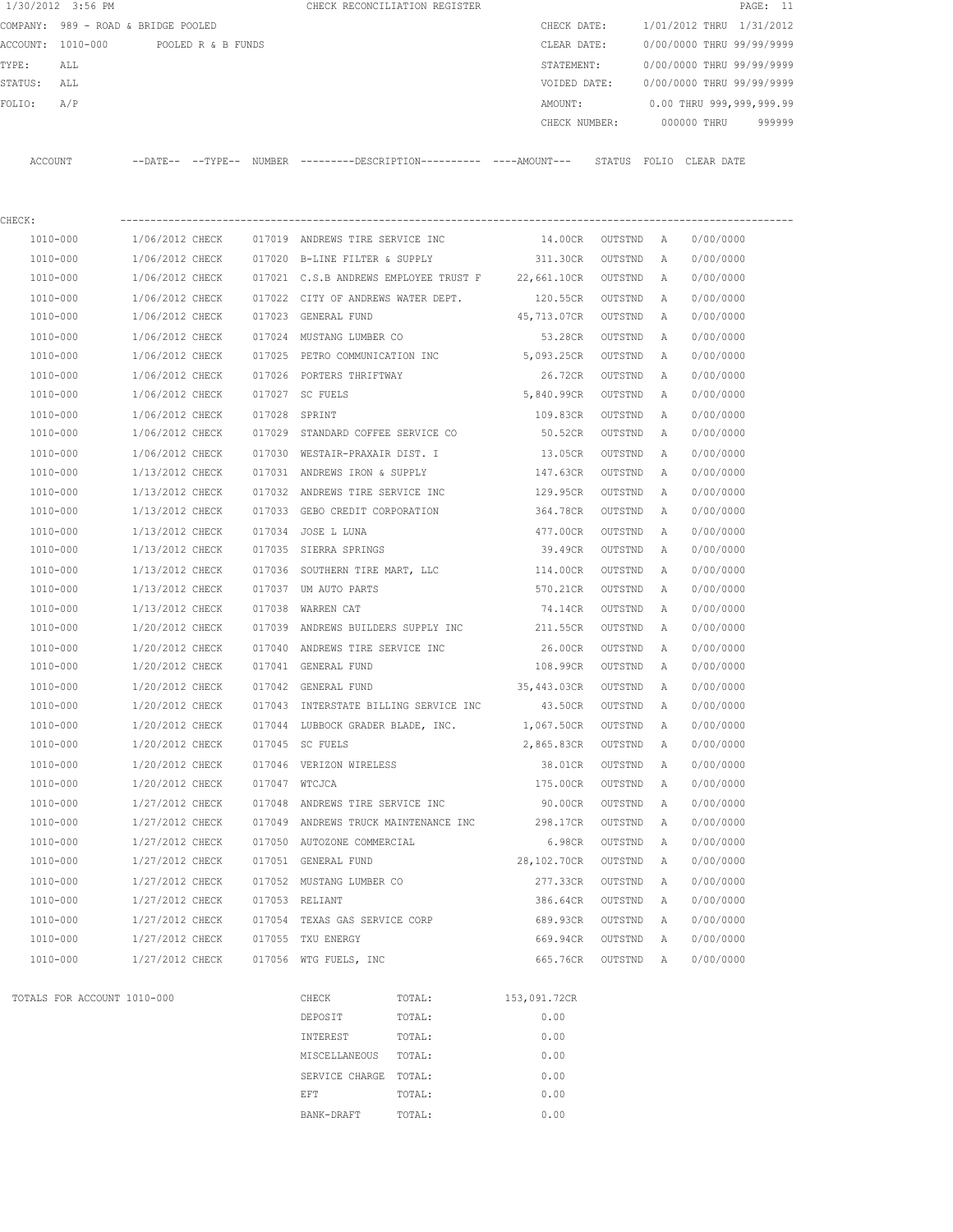1/30/2012 3:56 PM CHECK RECONCILIATION REGISTER

COMPANY: 989 - ROAD & BRIDGE POOLED
ACCOUNT: 1010-000 POOLED R & B FUNDS
TYPE: ALL
STATUS: ALL
FOLIO: A/P

CHECK DATE: 1/01/2012 THRU 1/31/2012
CLEAR DATE: 0/00/0000 THRU 99/99/9999
STATEMENT: 0/00/0000 THRU 99/99/9999
VOIDED DATE: 0/00/0000 THRU 99/99/9999
AMOUNT: 0.00 THRU 999,999,999.99
CHECK NUMBER: 000000 THRU 999999

CHECK:

| ACCOUNT | DATE | TYPE | NUMBER | DESCRIPTION | AMOUNT | STATUS | FOLIO | CLEAR DATE |
|---|---|---|---|---|---|---|---|---|
| 1010-000 | 1/06/2012 | CHECK | 017019 | ANDREWS TIRE SERVICE INC | 14.00CR | OUTSTND | A | 0/00/0000 |
| 1010-000 | 1/06/2012 | CHECK | 017020 | B-LINE FILTER & SUPPLY | 311.30CR | OUTSTND | A | 0/00/0000 |
| 1010-000 | 1/06/2012 | CHECK | 017021 | C.S.B ANDREWS EMPLOYEE TRUST F | 22,661.10CR | OUTSTND | A | 0/00/0000 |
| 1010-000 | 1/06/2012 | CHECK | 017022 | CITY OF ANDREWS WATER DEPT. | 120.55CR | OUTSTND | A | 0/00/0000 |
| 1010-000 | 1/06/2012 | CHECK | 017023 | GENERAL FUND | 45,713.07CR | OUTSTND | A | 0/00/0000 |
| 1010-000 | 1/06/2012 | CHECK | 017024 | MUSTANG LUMBER CO | 53.28CR | OUTSTND | A | 0/00/0000 |
| 1010-000 | 1/06/2012 | CHECK | 017025 | PETRO COMMUNICATION INC | 5,093.25CR | OUTSTND | A | 0/00/0000 |
| 1010-000 | 1/06/2012 | CHECK | 017026 | PORTERS THRIFTWAY | 26.72CR | OUTSTND | A | 0/00/0000 |
| 1010-000 | 1/06/2012 | CHECK | 017027 | SC FUELS | 5,840.99CR | OUTSTND | A | 0/00/0000 |
| 1010-000 | 1/06/2012 | CHECK | 017028 | SPRINT | 109.83CR | OUTSTND | A | 0/00/0000 |
| 1010-000 | 1/06/2012 | CHECK | 017029 | STANDARD COFFEE SERVICE CO | 50.52CR | OUTSTND | A | 0/00/0000 |
| 1010-000 | 1/06/2012 | CHECK | 017030 | WESTAIR-PRAXAIR DIST. I | 13.05CR | OUTSTND | A | 0/00/0000 |
| 1010-000 | 1/13/2012 | CHECK | 017031 | ANDREWS IRON & SUPPLY | 147.63CR | OUTSTND | A | 0/00/0000 |
| 1010-000 | 1/13/2012 | CHECK | 017032 | ANDREWS TIRE SERVICE INC | 129.95CR | OUTSTND | A | 0/00/0000 |
| 1010-000 | 1/13/2012 | CHECK | 017033 | GEBO CREDIT CORPORATION | 364.78CR | OUTSTND | A | 0/00/0000 |
| 1010-000 | 1/13/2012 | CHECK | 017034 | JOSE L LUNA | 477.00CR | OUTSTND | A | 0/00/0000 |
| 1010-000 | 1/13/2012 | CHECK | 017035 | SIERRA SPRINGS | 39.49CR | OUTSTND | A | 0/00/0000 |
| 1010-000 | 1/13/2012 | CHECK | 017036 | SOUTHERN TIRE MART, LLC | 114.00CR | OUTSTND | A | 0/00/0000 |
| 1010-000 | 1/13/2012 | CHECK | 017037 | UM AUTO PARTS | 570.21CR | OUTSTND | A | 0/00/0000 |
| 1010-000 | 1/13/2012 | CHECK | 017038 | WARREN CAT | 74.14CR | OUTSTND | A | 0/00/0000 |
| 1010-000 | 1/20/2012 | CHECK | 017039 | ANDREWS BUILDERS SUPPLY INC | 211.55CR | OUTSTND | A | 0/00/0000 |
| 1010-000 | 1/20/2012 | CHECK | 017040 | ANDREWS TIRE SERVICE INC | 26.00CR | OUTSTND | A | 0/00/0000 |
| 1010-000 | 1/20/2012 | CHECK | 017041 | GENERAL FUND | 108.99CR | OUTSTND | A | 0/00/0000 |
| 1010-000 | 1/20/2012 | CHECK | 017042 | GENERAL FUND | 35,443.03CR | OUTSTND | A | 0/00/0000 |
| 1010-000 | 1/20/2012 | CHECK | 017043 | INTERSTATE BILLING SERVICE INC | 43.50CR | OUTSTND | A | 0/00/0000 |
| 1010-000 | 1/20/2012 | CHECK | 017044 | LUBBOCK GRADER BLADE, INC. | 1,067.50CR | OUTSTND | A | 0/00/0000 |
| 1010-000 | 1/20/2012 | CHECK | 017045 | SC FUELS | 2,865.83CR | OUTSTND | A | 0/00/0000 |
| 1010-000 | 1/20/2012 | CHECK | 017046 | VERIZON WIRELESS | 38.01CR | OUTSTND | A | 0/00/0000 |
| 1010-000 | 1/20/2012 | CHECK | 017047 | WTCJCA | 175.00CR | OUTSTND | A | 0/00/0000 |
| 1010-000 | 1/27/2012 | CHECK | 017048 | ANDREWS TIRE SERVICE INC | 90.00CR | OUTSTND | A | 0/00/0000 |
| 1010-000 | 1/27/2012 | CHECK | 017049 | ANDREWS TRUCK MAINTENANCE INC | 298.17CR | OUTSTND | A | 0/00/0000 |
| 1010-000 | 1/27/2012 | CHECK | 017050 | AUTOZONE COMMERCIAL | 6.98CR | OUTSTND | A | 0/00/0000 |
| 1010-000 | 1/27/2012 | CHECK | 017051 | GENERAL FUND | 28,102.70CR | OUTSTND | A | 0/00/0000 |
| 1010-000 | 1/27/2012 | CHECK | 017052 | MUSTANG LUMBER CO | 277.33CR | OUTSTND | A | 0/00/0000 |
| 1010-000 | 1/27/2012 | CHECK | 017053 | RELIANT | 386.64CR | OUTSTND | A | 0/00/0000 |
| 1010-000 | 1/27/2012 | CHECK | 017054 | TEXAS GAS SERVICE CORP | 689.93CR | OUTSTND | A | 0/00/0000 |
| 1010-000 | 1/27/2012 | CHECK | 017055 | TXU ENERGY | 669.94CR | OUTSTND | A | 0/00/0000 |
| 1010-000 | 1/27/2012 | CHECK | 017056 | WTG FUELS, INC | 665.76CR | OUTSTND | A | 0/00/0000 |

TOTALS FOR ACCOUNT 1010-000

| TYPE | | AMOUNT |
|---|---|---|
| CHECK | TOTAL: | 153,091.72CR |
| DEPOSIT | TOTAL: | 0.00 |
| INTEREST | TOTAL: | 0.00 |
| MISCELLANEOUS | TOTAL: | 0.00 |
| SERVICE CHARGE | TOTAL: | 0.00 |
| EFT | TOTAL: | 0.00 |
| BANK-DRAFT | TOTAL: | 0.00 |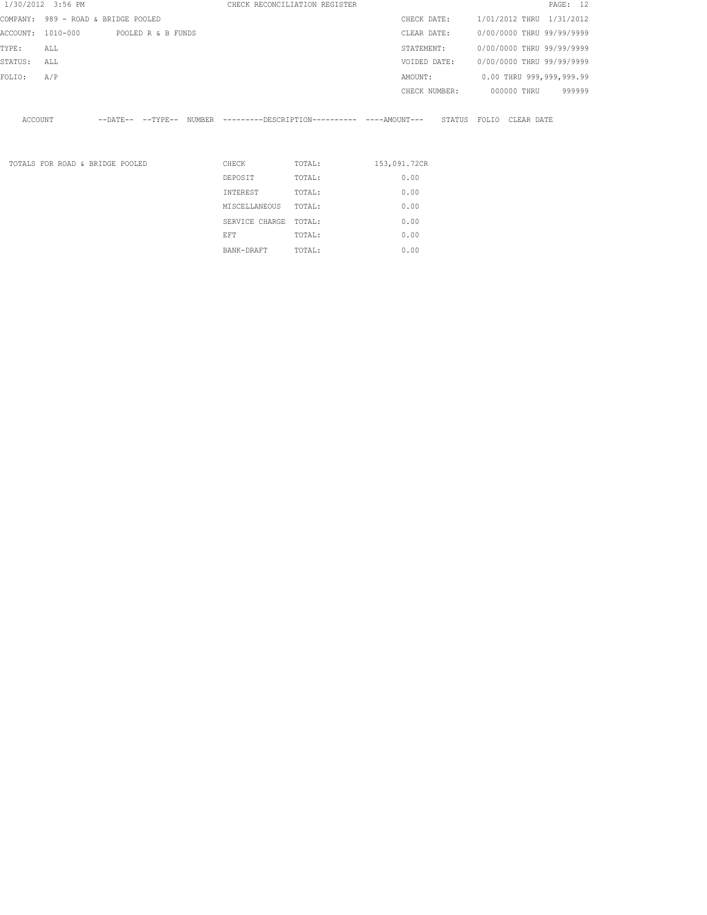1/30/2012 3:56 PM

CHECK RECONCILIATION REGISTER

| | | | |
|---|---|---|---|
| COMPANY: | 989 - ROAD & BRIDGE POOLED | CHECK DATE: | 1/01/2012 THRU 1/31/2012 |
| ACCOUNT: | 1010-000 POOLED R & B FUNDS | CLEAR DATE: | 0/00/0000 THRU 99/99/9999 |
| TYPE: | ALL | STATEMENT: | 0/00/0000 THRU 99/99/9999 |
| STATUS: | ALL | VOIDED DATE: | 0/00/0000 THRU 99/99/9999 |
| FOLIO: | A/P | AMOUNT: | 0.00 THRU 999,999,999.99 |
| | | CHECK NUMBER: | 000000 THRU 999999 |

| ACCOUNT | --DATE-- | --TYPE-- | NUMBER | ---------DESCRIPTION---------- | ----AMOUNT--- | STATUS | FOLIO | CLEAR DATE |
|---|---|---|---|---|---|---|---|---|

| TOTALS FOR ROAD & BRIDGE POOLED | | | |
|---|---|---|---|
| | CHECK | TOTAL: | 153,091.72CR |
| | DEPOSIT | TOTAL: | 0.00 |
| | INTEREST | TOTAL: | 0.00 |
| | MISCELLANEOUS | TOTAL: | 0.00 |
| | SERVICE CHARGE | TOTAL: | 0.00 |
| | EFT | TOTAL: | 0.00 |
| | BANK-DRAFT | TOTAL: | 0.00 |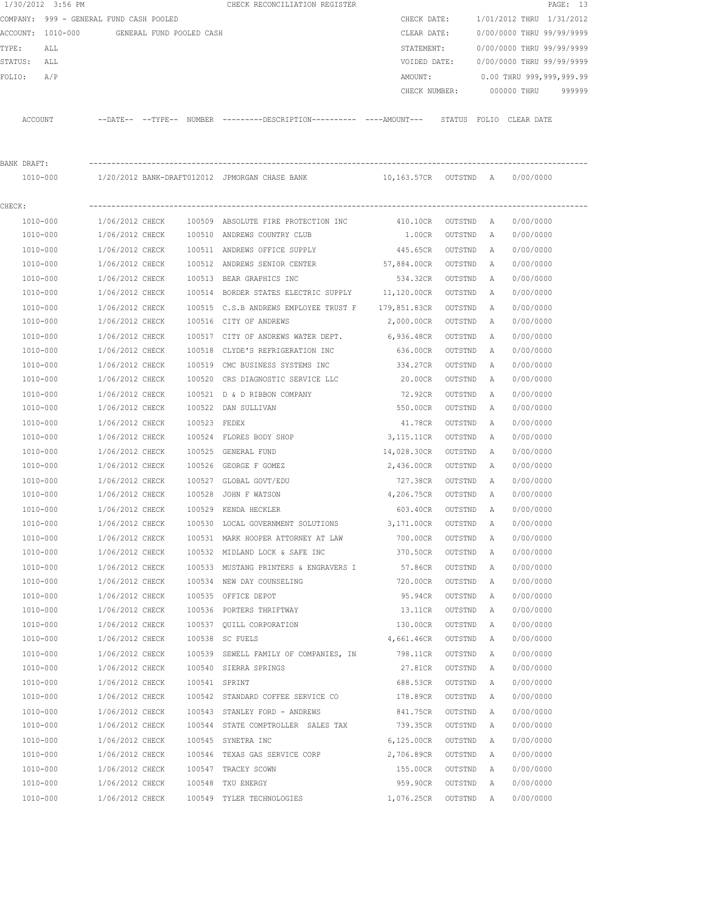CHECK RECONCILIATION REGISTER

1/30/2012 3:56 PM

COMPANY: 999 - GENERAL FUND CASH POOLED
ACCOUNT: 1010-000 GENERAL FUND POOLED CASH
TYPE: ALL
STATUS: ALL
FOLIO: A/P

CHECK DATE: 1/01/2012 THRU 1/31/2012
CLEAR DATE: 0/00/0000 THRU 99/99/9999
STATEMENT: 0/00/0000 THRU 99/99/9999
VOIDED DATE: 0/00/0000 THRU 99/99/9999
AMOUNT: 0.00 THRU 999,999,999.99
CHECK NUMBER: 000000 THRU 999999

BANK DRAFT:

| ACCOUNT | DATE | TYPE | NUMBER | DESCRIPTION | AMOUNT | STATUS | FOLIO | CLEAR DATE |
|---|---|---|---|---|---|---|---|---|
| 1010-000 | 1/20/2012 | BANK-DRAFT | 012012 | JPMORGAN CHASE BANK | 10,163.57CR | OUTSTND | A | 0/00/0000 |

CHECK:

| ACCOUNT | DATE | TYPE | NUMBER | DESCRIPTION | AMOUNT | STATUS | FOLIO | CLEAR DATE |
|---|---|---|---|---|---|---|---|---|
| 1010-000 | 1/06/2012 | CHECK | 100509 | ABSOLUTE FIRE PROTECTION INC | 410.10CR | OUTSTND | A | 0/00/0000 |
| 1010-000 | 1/06/2012 | CHECK | 100510 | ANDREWS COUNTRY CLUB | 1.00CR | OUTSTND | A | 0/00/0000 |
| 1010-000 | 1/06/2012 | CHECK | 100511 | ANDREWS OFFICE SUPPLY | 445.65CR | OUTSTND | A | 0/00/0000 |
| 1010-000 | 1/06/2012 | CHECK | 100512 | ANDREWS SENIOR CENTER | 57,884.00CR | OUTSTND | A | 0/00/0000 |
| 1010-000 | 1/06/2012 | CHECK | 100513 | BEAR GRAPHICS INC | 534.32CR | OUTSTND | A | 0/00/0000 |
| 1010-000 | 1/06/2012 | CHECK | 100514 | BORDER STATES ELECTRIC SUPPLY | 11,120.00CR | OUTSTND | A | 0/00/0000 |
| 1010-000 | 1/06/2012 | CHECK | 100515 | C.S.B ANDREWS EMPLOYEE TRUST F | 179,851.83CR | OUTSTND | A | 0/00/0000 |
| 1010-000 | 1/06/2012 | CHECK | 100516 | CITY OF ANDREWS | 2,000.00CR | OUTSTND | A | 0/00/0000 |
| 1010-000 | 1/06/2012 | CHECK | 100517 | CITY OF ANDREWS WATER DEPT. | 6,936.48CR | OUTSTND | A | 0/00/0000 |
| 1010-000 | 1/06/2012 | CHECK | 100518 | CLYDE'S REFRIGERATION INC | 636.00CR | OUTSTND | A | 0/00/0000 |
| 1010-000 | 1/06/2012 | CHECK | 100519 | CMC BUSINESS SYSTEMS INC | 334.27CR | OUTSTND | A | 0/00/0000 |
| 1010-000 | 1/06/2012 | CHECK | 100520 | CRS DIAGNOSTIC SERVICE LLC | 20.00CR | OUTSTND | A | 0/00/0000 |
| 1010-000 | 1/06/2012 | CHECK | 100521 | D & D RIBBON COMPANY | 72.92CR | OUTSTND | A | 0/00/0000 |
| 1010-000 | 1/06/2012 | CHECK | 100522 | DAN SULLIVAN | 550.00CR | OUTSTND | A | 0/00/0000 |
| 1010-000 | 1/06/2012 | CHECK | 100523 | FEDEX | 41.78CR | OUTSTND | A | 0/00/0000 |
| 1010-000 | 1/06/2012 | CHECK | 100524 | FLORES BODY SHOP | 3,115.11CR | OUTSTND | A | 0/00/0000 |
| 1010-000 | 1/06/2012 | CHECK | 100525 | GENERAL FUND | 14,028.30CR | OUTSTND | A | 0/00/0000 |
| 1010-000 | 1/06/2012 | CHECK | 100526 | GEORGE F GOMEZ | 2,436.00CR | OUTSTND | A | 0/00/0000 |
| 1010-000 | 1/06/2012 | CHECK | 100527 | GLOBAL GOVT/EDU | 727.38CR | OUTSTND | A | 0/00/0000 |
| 1010-000 | 1/06/2012 | CHECK | 100528 | JOHN F WATSON | 4,206.75CR | OUTSTND | A | 0/00/0000 |
| 1010-000 | 1/06/2012 | CHECK | 100529 | KENDA HECKLER | 603.40CR | OUTSTND | A | 0/00/0000 |
| 1010-000 | 1/06/2012 | CHECK | 100530 | LOCAL GOVERNMENT SOLUTIONS | 3,171.00CR | OUTSTND | A | 0/00/0000 |
| 1010-000 | 1/06/2012 | CHECK | 100531 | MARK HOOPER ATTORNEY AT LAW | 700.00CR | OUTSTND | A | 0/00/0000 |
| 1010-000 | 1/06/2012 | CHECK | 100532 | MIDLAND LOCK & SAFE INC | 370.50CR | OUTSTND | A | 0/00/0000 |
| 1010-000 | 1/06/2012 | CHECK | 100533 | MUSTANG PRINTERS & ENGRAVERS I | 57.86CR | OUTSTND | A | 0/00/0000 |
| 1010-000 | 1/06/2012 | CHECK | 100534 | NEW DAY COUNSELING | 720.00CR | OUTSTND | A | 0/00/0000 |
| 1010-000 | 1/06/2012 | CHECK | 100535 | OFFICE DEPOT | 95.94CR | OUTSTND | A | 0/00/0000 |
| 1010-000 | 1/06/2012 | CHECK | 100536 | PORTERS THRIFTWAY | 13.11CR | OUTSTND | A | 0/00/0000 |
| 1010-000 | 1/06/2012 | CHECK | 100537 | QUILL CORPORATION | 130.00CR | OUTSTND | A | 0/00/0000 |
| 1010-000 | 1/06/2012 | CHECK | 100538 | SC FUELS | 4,661.46CR | OUTSTND | A | 0/00/0000 |
| 1010-000 | 1/06/2012 | CHECK | 100539 | SEWELL FAMILY OF COMPANIES, IN | 798.11CR | OUTSTND | A | 0/00/0000 |
| 1010-000 | 1/06/2012 | CHECK | 100540 | SIERRA SPRINGS | 27.81CR | OUTSTND | A | 0/00/0000 |
| 1010-000 | 1/06/2012 | CHECK | 100541 | SPRINT | 688.53CR | OUTSTND | A | 0/00/0000 |
| 1010-000 | 1/06/2012 | CHECK | 100542 | STANDARD COFFEE SERVICE CO | 178.89CR | OUTSTND | A | 0/00/0000 |
| 1010-000 | 1/06/2012 | CHECK | 100543 | STANLEY FORD - ANDREWS | 841.75CR | OUTSTND | A | 0/00/0000 |
| 1010-000 | 1/06/2012 | CHECK | 100544 | STATE COMPTROLLER SALES TAX | 739.35CR | OUTSTND | A | 0/00/0000 |
| 1010-000 | 1/06/2012 | CHECK | 100545 | SYNETRA INC | 6,125.00CR | OUTSTND | A | 0/00/0000 |
| 1010-000 | 1/06/2012 | CHECK | 100546 | TEXAS GAS SERVICE CORP | 2,706.89CR | OUTSTND | A | 0/00/0000 |
| 1010-000 | 1/06/2012 | CHECK | 100547 | TRACEY SCOWN | 155.00CR | OUTSTND | A | 0/00/0000 |
| 1010-000 | 1/06/2012 | CHECK | 100548 | TXU ENERGY | 959.90CR | OUTSTND | A | 0/00/0000 |
| 1010-000 | 1/06/2012 | CHECK | 100549 | TYLER TECHNOLOGIES | 1,076.25CR | OUTSTND | A | 0/00/0000 |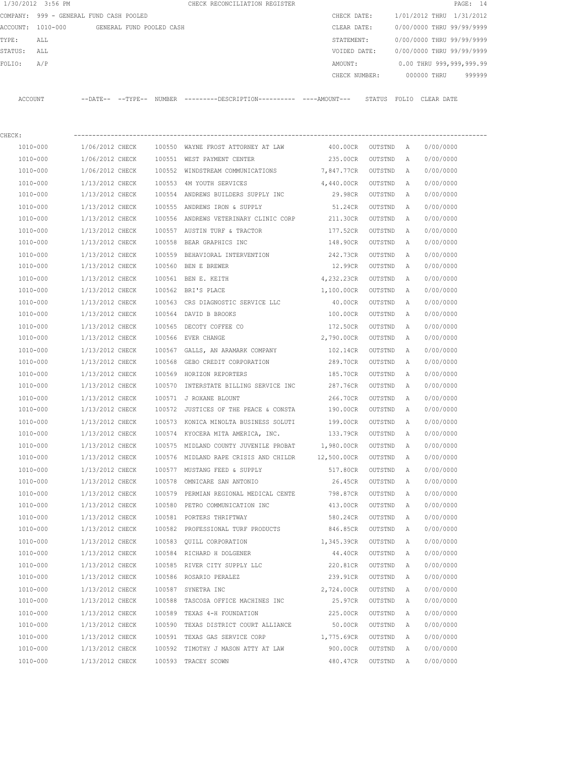1/30/2012 3:56 PM CHECK RECONCILIATION REGISTER

COMPANY: 999 - GENERAL FUND CASH POOLED
ACCOUNT: 1010-000 GENERAL FUND POOLED CASH
TYPE: ALL
STATUS: ALL
FOLIO: A/P

CHECK DATE: 1/01/2012 THRU 1/31/2012
CLEAR DATE: 0/00/0000 THRU 99/99/9999
STATEMENT: 0/00/0000 THRU 99/99/9999
VOIDED DATE: 0/00/0000 THRU 99/99/9999
AMOUNT: 0.00 THRU 999,999,999.99
CHECK NUMBER: 000000 THRU 999999

CHECK:

| ACCOUNT | --DATE-- | --TYPE-- | NUMBER | ---------DESCRIPTION---------- | ----AMOUNT--- | STATUS | FOLIO | CLEAR DATE |
|---|---|---|---|---|---|---|---|---|
| 1010-000 | 1/06/2012 | CHECK | 100550 | WAYNE FROST ATTORNEY AT LAW | 400.00CR | OUTSTND | A | 0/00/0000 |
| 1010-000 | 1/06/2012 | CHECK | 100551 | WEST PAYMENT CENTER | 235.00CR | OUTSTND | A | 0/00/0000 |
| 1010-000 | 1/06/2012 | CHECK | 100552 | WINDSTREAM COMMUNICATIONS | 7,847.77CR | OUTSTND | A | 0/00/0000 |
| 1010-000 | 1/13/2012 | CHECK | 100553 | 4M YOUTH SERVICES | 4,440.00CR | OUTSTND | A | 0/00/0000 |
| 1010-000 | 1/13/2012 | CHECK | 100554 | ANDREWS BUILDERS SUPPLY INC | 29.98CR | OUTSTND | A | 0/00/0000 |
| 1010-000 | 1/13/2012 | CHECK | 100555 | ANDREWS IRON & SUPPLY | 51.24CR | OUTSTND | A | 0/00/0000 |
| 1010-000 | 1/13/2012 | CHECK | 100556 | ANDREWS VETERINARY CLINIC CORP | 211.30CR | OUTSTND | A | 0/00/0000 |
| 1010-000 | 1/13/2012 | CHECK | 100557 | AUSTIN TURF & TRACTOR | 177.52CR | OUTSTND | A | 0/00/0000 |
| 1010-000 | 1/13/2012 | CHECK | 100558 | BEAR GRAPHICS INC | 148.90CR | OUTSTND | A | 0/00/0000 |
| 1010-000 | 1/13/2012 | CHECK | 100559 | BEHAVIORAL INTERVENTION | 242.73CR | OUTSTND | A | 0/00/0000 |
| 1010-000 | 1/13/2012 | CHECK | 100560 | BEN E BREWER | 12.99CR | OUTSTND | A | 0/00/0000 |
| 1010-000 | 1/13/2012 | CHECK | 100561 | BEN E. KEITH | 4,232.23CR | OUTSTND | A | 0/00/0000 |
| 1010-000 | 1/13/2012 | CHECK | 100562 | BRI'S PLACE | 1,100.00CR | OUTSTND | A | 0/00/0000 |
| 1010-000 | 1/13/2012 | CHECK | 100563 | CRS DIAGNOSTIC SERVICE LLC | 40.00CR | OUTSTND | A | 0/00/0000 |
| 1010-000 | 1/13/2012 | CHECK | 100564 | DAVID B BROOKS | 100.00CR | OUTSTND | A | 0/00/0000 |
| 1010-000 | 1/13/2012 | CHECK | 100565 | DECOTY COFFEE CO | 172.50CR | OUTSTND | A | 0/00/0000 |
| 1010-000 | 1/13/2012 | CHECK | 100566 | EVER CHANGE | 2,790.00CR | OUTSTND | A | 0/00/0000 |
| 1010-000 | 1/13/2012 | CHECK | 100567 | GALLS, AN ARAMARK COMPANY | 102.14CR | OUTSTND | A | 0/00/0000 |
| 1010-000 | 1/13/2012 | CHECK | 100568 | GEBO CREDIT CORPORATION | 289.70CR | OUTSTND | A | 0/00/0000 |
| 1010-000 | 1/13/2012 | CHECK | 100569 | HORIZON REPORTERS | 185.70CR | OUTSTND | A | 0/00/0000 |
| 1010-000 | 1/13/2012 | CHECK | 100570 | INTERSTATE BILLING SERVICE INC | 287.76CR | OUTSTND | A | 0/00/0000 |
| 1010-000 | 1/13/2012 | CHECK | 100571 | J ROXANE BLOUNT | 266.70CR | OUTSTND | A | 0/00/0000 |
| 1010-000 | 1/13/2012 | CHECK | 100572 | JUSTICES OF THE PEACE & CONSTA | 190.00CR | OUTSTND | A | 0/00/0000 |
| 1010-000 | 1/13/2012 | CHECK | 100573 | KONICA MINOLTA BUSINESS SOLUTI | 199.00CR | OUTSTND | A | 0/00/0000 |
| 1010-000 | 1/13/2012 | CHECK | 100574 | KYOCERA MITA AMERICA, INC. | 133.79CR | OUTSTND | A | 0/00/0000 |
| 1010-000 | 1/13/2012 | CHECK | 100575 | MIDLAND COUNTY JUVENILE PROBAT | 1,980.00CR | OUTSTND | A | 0/00/0000 |
| 1010-000 | 1/13/2012 | CHECK | 100576 | MIDLAND RAPE CRISIS AND CHILDR | 12,500.00CR | OUTSTND | A | 0/00/0000 |
| 1010-000 | 1/13/2012 | CHECK | 100577 | MUSTANG FEED & SUPPLY | 517.80CR | OUTSTND | A | 0/00/0000 |
| 1010-000 | 1/13/2012 | CHECK | 100578 | OMNICARE SAN ANTONIO | 26.45CR | OUTSTND | A | 0/00/0000 |
| 1010-000 | 1/13/2012 | CHECK | 100579 | PERMIAN REGIONAL MEDICAL CENTE | 798.87CR | OUTSTND | A | 0/00/0000 |
| 1010-000 | 1/13/2012 | CHECK | 100580 | PETRO COMMUNICATION INC | 413.00CR | OUTSTND | A | 0/00/0000 |
| 1010-000 | 1/13/2012 | CHECK | 100581 | PORTERS THRIFTWAY | 580.24CR | OUTSTND | A | 0/00/0000 |
| 1010-000 | 1/13/2012 | CHECK | 100582 | PROFESSIONAL TURF PRODUCTS | 846.85CR | OUTSTND | A | 0/00/0000 |
| 1010-000 | 1/13/2012 | CHECK | 100583 | QUILL CORPORATION | 1,345.39CR | OUTSTND | A | 0/00/0000 |
| 1010-000 | 1/13/2012 | CHECK | 100584 | RICHARD H DOLGENER | 44.40CR | OUTSTND | A | 0/00/0000 |
| 1010-000 | 1/13/2012 | CHECK | 100585 | RIVER CITY SUPPLY LLC | 220.81CR | OUTSTND | A | 0/00/0000 |
| 1010-000 | 1/13/2012 | CHECK | 100586 | ROSARIO PERALEZ | 239.91CR | OUTSTND | A | 0/00/0000 |
| 1010-000 | 1/13/2012 | CHECK | 100587 | SYNETRA INC | 2,724.00CR | OUTSTND | A | 0/00/0000 |
| 1010-000 | 1/13/2012 | CHECK | 100588 | TASCOSA OFFICE MACHINES INC | 25.97CR | OUTSTND | A | 0/00/0000 |
| 1010-000 | 1/13/2012 | CHECK | 100589 | TEXAS 4-H FOUNDATION | 225.00CR | OUTSTND | A | 0/00/0000 |
| 1010-000 | 1/13/2012 | CHECK | 100590 | TEXAS DISTRICT COURT ALLIANCE | 50.00CR | OUTSTND | A | 0/00/0000 |
| 1010-000 | 1/13/2012 | CHECK | 100591 | TEXAS GAS SERVICE CORP | 1,775.69CR | OUTSTND | A | 0/00/0000 |
| 1010-000 | 1/13/2012 | CHECK | 100592 | TIMOTHY J MASON ATTY AT LAW | 900.00CR | OUTSTND | A | 0/00/0000 |
| 1010-000 | 1/13/2012 | CHECK | 100593 | TRACEY SCOWN | 480.47CR | OUTSTND | A | 0/00/0000 |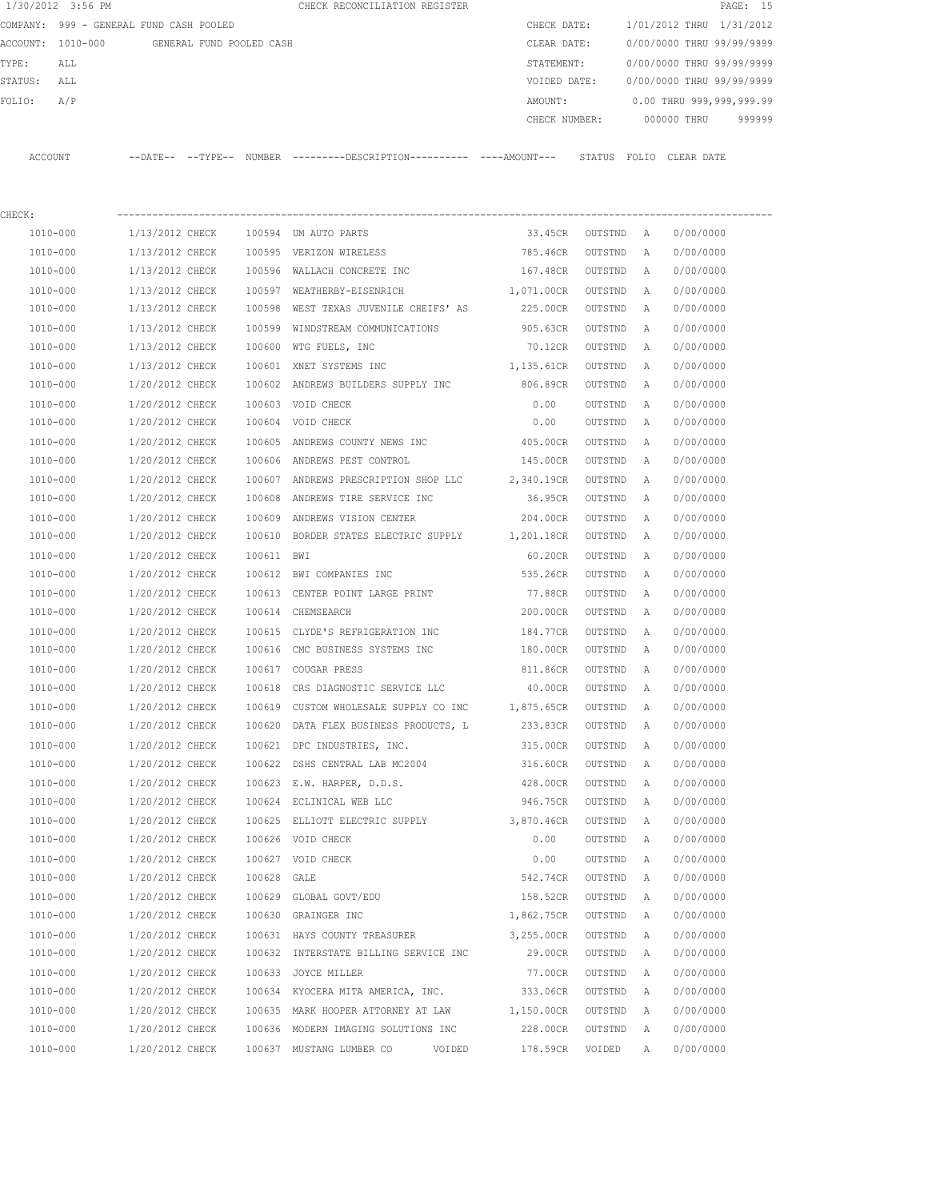1/30/2012 3:56 PM CHECK RECONCILIATION REGISTER

COMPANY: 999 - GENERAL FUND CASH POOLED
ACCOUNT: 1010-000 GENERAL FUND POOLED CASH
TYPE: ALL
STATUS: ALL
FOLIO: A/P

CHECK DATE: 1/01/2012 THRU 1/31/2012
CLEAR DATE: 0/00/0000 THRU 99/99/9999
STATEMENT: 0/00/0000 THRU 99/99/9999
VOIDED DATE: 0/00/0000 THRU 99/99/9999
AMOUNT: 0.00 THRU 999,999,999.99
CHECK NUMBER: 000000 THRU 999999

CHECK:

| ACCOUNT | --DATE-- | --TYPE-- | NUMBER | ---------DESCRIPTION---------- | ----AMOUNT--- | STATUS | FOLIO | CLEAR DATE |
|---|---|---|---|---|---|---|---|---|
| 1010-000 | 1/13/2012 | CHECK | 100594 | UM AUTO PARTS | 33.45CR | OUTSTND | A | 0/00/0000 |
| 1010-000 | 1/13/2012 | CHECK | 100595 | VERIZON WIRELESS | 785.46CR | OUTSTND | A | 0/00/0000 |
| 1010-000 | 1/13/2012 | CHECK | 100596 | WALLACH CONCRETE INC | 167.48CR | OUTSTND | A | 0/00/0000 |
| 1010-000 | 1/13/2012 | CHECK | 100597 | WEATHERBY-EISENRICH | 1,071.00CR | OUTSTND | A | 0/00/0000 |
| 1010-000 | 1/13/2012 | CHECK | 100598 | WEST TEXAS JUVENILE CHEIFS' AS | 225.00CR | OUTSTND | A | 0/00/0000 |
| 1010-000 | 1/13/2012 | CHECK | 100599 | WINDSTREAM COMMUNICATIONS | 905.63CR | OUTSTND | A | 0/00/0000 |
| 1010-000 | 1/13/2012 | CHECK | 100600 | WTG FUELS, INC | 70.12CR | OUTSTND | A | 0/00/0000 |
| 1010-000 | 1/13/2012 | CHECK | 100601 | XNET SYSTEMS INC | 1,135.61CR | OUTSTND | A | 0/00/0000 |
| 1010-000 | 1/20/2012 | CHECK | 100602 | ANDREWS BUILDERS SUPPLY INC | 806.89CR | OUTSTND | A | 0/00/0000 |
| 1010-000 | 1/20/2012 | CHECK | 100603 | VOID CHECK | 0.00 | OUTSTND | A | 0/00/0000 |
| 1010-000 | 1/20/2012 | CHECK | 100604 | VOID CHECK | 0.00 | OUTSTND | A | 0/00/0000 |
| 1010-000 | 1/20/2012 | CHECK | 100605 | ANDREWS COUNTY NEWS INC | 405.00CR | OUTSTND | A | 0/00/0000 |
| 1010-000 | 1/20/2012 | CHECK | 100606 | ANDREWS PEST CONTROL | 145.00CR | OUTSTND | A | 0/00/0000 |
| 1010-000 | 1/20/2012 | CHECK | 100607 | ANDREWS PRESCRIPTION SHOP LLC | 2,340.19CR | OUTSTND | A | 0/00/0000 |
| 1010-000 | 1/20/2012 | CHECK | 100608 | ANDREWS TIRE SERVICE INC | 36.95CR | OUTSTND | A | 0/00/0000 |
| 1010-000 | 1/20/2012 | CHECK | 100609 | ANDREWS VISION CENTER | 204.00CR | OUTSTND | A | 0/00/0000 |
| 1010-000 | 1/20/2012 | CHECK | 100610 | BORDER STATES ELECTRIC SUPPLY | 1,201.18CR | OUTSTND | A | 0/00/0000 |
| 1010-000 | 1/20/2012 | CHECK | 100611 | BWI | 60.20CR | OUTSTND | A | 0/00/0000 |
| 1010-000 | 1/20/2012 | CHECK | 100612 | BWI COMPANIES INC | 535.26CR | OUTSTND | A | 0/00/0000 |
| 1010-000 | 1/20/2012 | CHECK | 100613 | CENTER POINT LARGE PRINT | 77.88CR | OUTSTND | A | 0/00/0000 |
| 1010-000 | 1/20/2012 | CHECK | 100614 | CHEMSEARCH | 200.00CR | OUTSTND | A | 0/00/0000 |
| 1010-000 | 1/20/2012 | CHECK | 100615 | CLYDE'S REFRIGERATION INC | 184.77CR | OUTSTND | A | 0/00/0000 |
| 1010-000 | 1/20/2012 | CHECK | 100616 | CMC BUSINESS SYSTEMS INC | 180.00CR | OUTSTND | A | 0/00/0000 |
| 1010-000 | 1/20/2012 | CHECK | 100617 | COUGAR PRESS | 811.86CR | OUTSTND | A | 0/00/0000 |
| 1010-000 | 1/20/2012 | CHECK | 100618 | CRS DIAGNOSTIC SERVICE LLC | 40.00CR | OUTSTND | A | 0/00/0000 |
| 1010-000 | 1/20/2012 | CHECK | 100619 | CUSTOM WHOLESALE SUPPLY CO INC | 1,875.65CR | OUTSTND | A | 0/00/0000 |
| 1010-000 | 1/20/2012 | CHECK | 100620 | DATA FLEX BUSINESS PRODUCTS, L | 233.83CR | OUTSTND | A | 0/00/0000 |
| 1010-000 | 1/20/2012 | CHECK | 100621 | DPC INDUSTRIES, INC. | 315.00CR | OUTSTND | A | 0/00/0000 |
| 1010-000 | 1/20/2012 | CHECK | 100622 | DSHS CENTRAL LAB MC2004 | 316.60CR | OUTSTND | A | 0/00/0000 |
| 1010-000 | 1/20/2012 | CHECK | 100623 | E.W. HARPER, D.D.S. | 428.00CR | OUTSTND | A | 0/00/0000 |
| 1010-000 | 1/20/2012 | CHECK | 100624 | ECLINICAL WEB LLC | 946.75CR | OUTSTND | A | 0/00/0000 |
| 1010-000 | 1/20/2012 | CHECK | 100625 | ELLIOTT ELECTRIC SUPPLY | 3,870.46CR | OUTSTND | A | 0/00/0000 |
| 1010-000 | 1/20/2012 | CHECK | 100626 | VOID CHECK | 0.00 | OUTSTND | A | 0/00/0000 |
| 1010-000 | 1/20/2012 | CHECK | 100627 | VOID CHECK | 0.00 | OUTSTND | A | 0/00/0000 |
| 1010-000 | 1/20/2012 | CHECK | 100628 | GALE | 542.74CR | OUTSTND | A | 0/00/0000 |
| 1010-000 | 1/20/2012 | CHECK | 100629 | GLOBAL GOVT/EDU | 158.52CR | OUTSTND | A | 0/00/0000 |
| 1010-000 | 1/20/2012 | CHECK | 100630 | GRAINGER INC | 1,862.75CR | OUTSTND | A | 0/00/0000 |
| 1010-000 | 1/20/2012 | CHECK | 100631 | HAYS COUNTY TREASURER | 3,255.00CR | OUTSTND | A | 0/00/0000 |
| 1010-000 | 1/20/2012 | CHECK | 100632 | INTERSTATE BILLING SERVICE INC | 29.00CR | OUTSTND | A | 0/00/0000 |
| 1010-000 | 1/20/2012 | CHECK | 100633 | JOYCE MILLER | 77.00CR | OUTSTND | A | 0/00/0000 |
| 1010-000 | 1/20/2012 | CHECK | 100634 | KYOCERA MITA AMERICA, INC. | 333.06CR | OUTSTND | A | 0/00/0000 |
| 1010-000 | 1/20/2012 | CHECK | 100635 | MARK HOOPER ATTORNEY AT LAW | 1,150.00CR | OUTSTND | A | 0/00/0000 |
| 1010-000 | 1/20/2012 | CHECK | 100636 | MODERN IMAGING SOLUTIONS INC | 228.00CR | OUTSTND | A | 0/00/0000 |
| 1010-000 | 1/20/2012 | CHECK | 100637 | MUSTANG LUMBER CO VOIDED | 178.59CR | VOIDED | A | 0/00/0000 |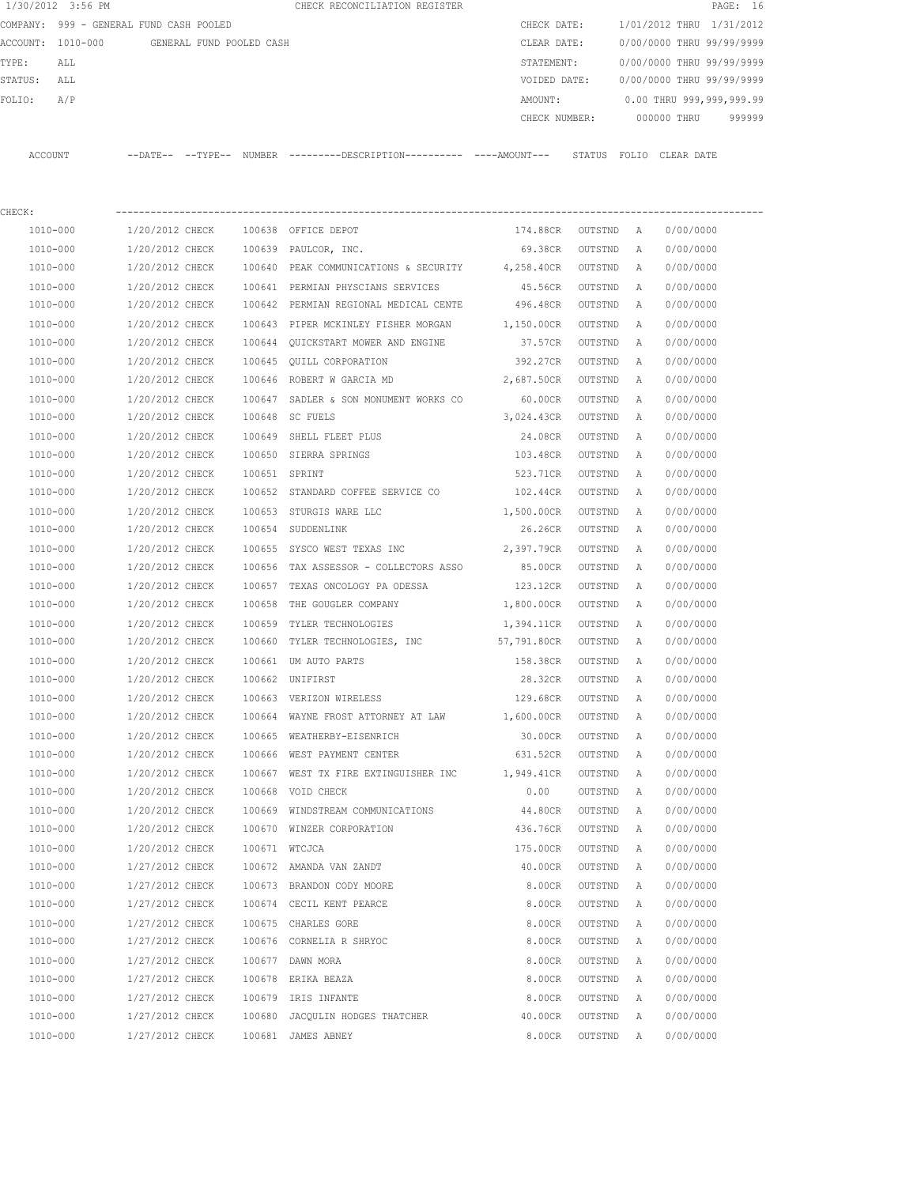1/30/2012 3:56 PM CHECK RECONCILIATION REGISTER

COMPANY: 999 - GENERAL FUND CASH POOLED

ACCOUNT: 1010-000 GENERAL FUND POOLED CASH

TYPE: ALL

STATUS: ALL

FOLIO: A/P

CHECK DATE: 1/01/2012 THRU 1/31/2012

CLEAR DATE: 0/00/0000 THRU 99/99/9999

STATEMENT: 0/00/0000 THRU 99/99/9999

VOIDED DATE: 0/00/0000 THRU 99/99/9999

AMOUNT: 0.00 THRU 999,999,999.99

CHECK NUMBER: 000000 THRU 999999

CHECK:

| ACCOUNT | --DATE-- | --TYPE-- | NUMBER | ---------DESCRIPTION---------- | ----AMOUNT--- | STATUS | FOLIO | CLEAR DATE |
|---|---|---|---|---|---|---|---|---|
| 1010-000 | 1/20/2012 | CHECK | 100638 | OFFICE DEPOT | 174.88CR | OUTSTND | A | 0/00/0000 |
| 1010-000 | 1/20/2012 | CHECK | 100639 | PAULCOR, INC. | 69.38CR | OUTSTND | A | 0/00/0000 |
| 1010-000 | 1/20/2012 | CHECK | 100640 | PEAK COMMUNICATIONS & SECURITY | 4,258.40CR | OUTSTND | A | 0/00/0000 |
| 1010-000 | 1/20/2012 | CHECK | 100641 | PERMIAN PHYSCIANS SERVICES | 45.56CR | OUTSTND | A | 0/00/0000 |
| 1010-000 | 1/20/2012 | CHECK | 100642 | PERMIAN REGIONAL MEDICAL CENTE | 496.48CR | OUTSTND | A | 0/00/0000 |
| 1010-000 | 1/20/2012 | CHECK | 100643 | PIPER MCKINLEY FISHER MORGAN | 1,150.00CR | OUTSTND | A | 0/00/0000 |
| 1010-000 | 1/20/2012 | CHECK | 100644 | QUICKSTART MOWER AND ENGINE | 37.57CR | OUTSTND | A | 0/00/0000 |
| 1010-000 | 1/20/2012 | CHECK | 100645 | QUILL CORPORATION | 392.27CR | OUTSTND | A | 0/00/0000 |
| 1010-000 | 1/20/2012 | CHECK | 100646 | ROBERT W GARCIA MD | 2,687.50CR | OUTSTND | A | 0/00/0000 |
| 1010-000 | 1/20/2012 | CHECK | 100647 | SADLER & SON MONUMENT WORKS CO | 60.00CR | OUTSTND | A | 0/00/0000 |
| 1010-000 | 1/20/2012 | CHECK | 100648 | SC FUELS | 3,024.43CR | OUTSTND | A | 0/00/0000 |
| 1010-000 | 1/20/2012 | CHECK | 100649 | SHELL FLEET PLUS | 24.08CR | OUTSTND | A | 0/00/0000 |
| 1010-000 | 1/20/2012 | CHECK | 100650 | SIERRA SPRINGS | 103.48CR | OUTSTND | A | 0/00/0000 |
| 1010-000 | 1/20/2012 | CHECK | 100651 | SPRINT | 523.71CR | OUTSTND | A | 0/00/0000 |
| 1010-000 | 1/20/2012 | CHECK | 100652 | STANDARD COFFEE SERVICE CO | 102.44CR | OUTSTND | A | 0/00/0000 |
| 1010-000 | 1/20/2012 | CHECK | 100653 | STURGIS WARE LLC | 1,500.00CR | OUTSTND | A | 0/00/0000 |
| 1010-000 | 1/20/2012 | CHECK | 100654 | SUDDENLINK | 26.26CR | OUTSTND | A | 0/00/0000 |
| 1010-000 | 1/20/2012 | CHECK | 100655 | SYSCO WEST TEXAS INC | 2,397.79CR | OUTSTND | A | 0/00/0000 |
| 1010-000 | 1/20/2012 | CHECK | 100656 | TAX ASSESSOR - COLLECTORS ASSO | 85.00CR | OUTSTND | A | 0/00/0000 |
| 1010-000 | 1/20/2012 | CHECK | 100657 | TEXAS ONCOLOGY PA ODESSA | 123.12CR | OUTSTND | A | 0/00/0000 |
| 1010-000 | 1/20/2012 | CHECK | 100658 | THE GOUGLER COMPANY | 1,800.00CR | OUTSTND | A | 0/00/0000 |
| 1010-000 | 1/20/2012 | CHECK | 100659 | TYLER TECHNOLOGIES | 1,394.11CR | OUTSTND | A | 0/00/0000 |
| 1010-000 | 1/20/2012 | CHECK | 100660 | TYLER TECHNOLOGIES, INC | 57,791.80CR | OUTSTND | A | 0/00/0000 |
| 1010-000 | 1/20/2012 | CHECK | 100661 | UM AUTO PARTS | 158.38CR | OUTSTND | A | 0/00/0000 |
| 1010-000 | 1/20/2012 | CHECK | 100662 | UNIFIRST | 28.32CR | OUTSTND | A | 0/00/0000 |
| 1010-000 | 1/20/2012 | CHECK | 100663 | VERIZON WIRELESS | 129.68CR | OUTSTND | A | 0/00/0000 |
| 1010-000 | 1/20/2012 | CHECK | 100664 | WAYNE FROST ATTORNEY AT LAW | 1,600.00CR | OUTSTND | A | 0/00/0000 |
| 1010-000 | 1/20/2012 | CHECK | 100665 | WEATHERBY-EISENRICH | 30.00CR | OUTSTND | A | 0/00/0000 |
| 1010-000 | 1/20/2012 | CHECK | 100666 | WEST PAYMENT CENTER | 631.52CR | OUTSTND | A | 0/00/0000 |
| 1010-000 | 1/20/2012 | CHECK | 100667 | WEST TX FIRE EXTINGUISHER INC | 1,949.41CR | OUTSTND | A | 0/00/0000 |
| 1010-000 | 1/20/2012 | CHECK | 100668 | VOID CHECK | 0.00 | OUTSTND | A | 0/00/0000 |
| 1010-000 | 1/20/2012 | CHECK | 100669 | WINDSTREAM COMMUNICATIONS | 44.80CR | OUTSTND | A | 0/00/0000 |
| 1010-000 | 1/20/2012 | CHECK | 100670 | WINZER CORPORATION | 436.76CR | OUTSTND | A | 0/00/0000 |
| 1010-000 | 1/20/2012 | CHECK | 100671 | WTCJCA | 175.00CR | OUTSTND | A | 0/00/0000 |
| 1010-000 | 1/27/2012 | CHECK | 100672 | AMANDA VAN ZANDT | 40.00CR | OUTSTND | A | 0/00/0000 |
| 1010-000 | 1/27/2012 | CHECK | 100673 | BRANDON CODY MOORE | 8.00CR | OUTSTND | A | 0/00/0000 |
| 1010-000 | 1/27/2012 | CHECK | 100674 | CECIL KENT PEARCE | 8.00CR | OUTSTND | A | 0/00/0000 |
| 1010-000 | 1/27/2012 | CHECK | 100675 | CHARLES GORE | 8.00CR | OUTSTND | A | 0/00/0000 |
| 1010-000 | 1/27/2012 | CHECK | 100676 | CORNELIA R SHRYOC | 8.00CR | OUTSTND | A | 0/00/0000 |
| 1010-000 | 1/27/2012 | CHECK | 100677 | DAWN MORA | 8.00CR | OUTSTND | A | 0/00/0000 |
| 1010-000 | 1/27/2012 | CHECK | 100678 | ERIKA BEAZA | 8.00CR | OUTSTND | A | 0/00/0000 |
| 1010-000 | 1/27/2012 | CHECK | 100679 | IRIS INFANTE | 8.00CR | OUTSTND | A | 0/00/0000 |
| 1010-000 | 1/27/2012 | CHECK | 100680 | JACQULIN HODGES THATCHER | 40.00CR | OUTSTND | A | 0/00/0000 |
| 1010-000 | 1/27/2012 | CHECK | 100681 | JAMES ABNEY | 8.00CR | OUTSTND | A | 0/00/0000 |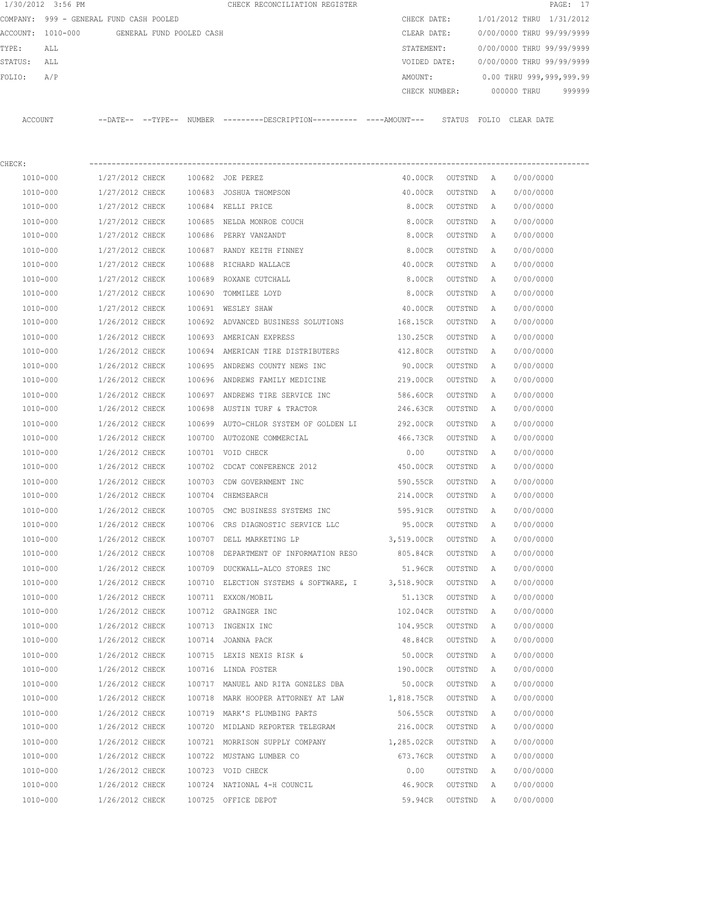1/30/2012 3:56 PM CHECK RECONCILIATION REGISTER

COMPANY: 999 - GENERAL FUND CASH POOLED

ACCOUNT: 1010-000 GENERAL FUND POOLED CASH

TYPE: ALL

STATUS: ALL

FOLIO: A/P

CHECK DATE: 1/01/2012 THRU 1/31/2012

CLEAR DATE: 0/00/0000 THRU 99/99/9999

STATEMENT: 0/00/0000 THRU 99/99/9999

VOIDED DATE: 0/00/0000 THRU 99/99/9999

AMOUNT: 0.00 THRU 999,999,999.99

CHECK NUMBER: 000000 THRU 999999

CHECK:

| ACCOUNT | --DATE-- | --TYPE-- | NUMBER | ---------DESCRIPTION---------- | ----AMOUNT--- | STATUS | FOLIO | CLEAR DATE |
|---|---|---|---|---|---|---|---|---|
| 1010-000 | 1/27/2012 | CHECK | 100682 | JOE PEREZ | 40.00CR | OUTSTND | A | 0/00/0000 |
| 1010-000 | 1/27/2012 | CHECK | 100683 | JOSHUA THOMPSON | 40.00CR | OUTSTND | A | 0/00/0000 |
| 1010-000 | 1/27/2012 | CHECK | 100684 | KELLI PRICE | 8.00CR | OUTSTND | A | 0/00/0000 |
| 1010-000 | 1/27/2012 | CHECK | 100685 | NELDA MONROE COUCH | 8.00CR | OUTSTND | A | 0/00/0000 |
| 1010-000 | 1/27/2012 | CHECK | 100686 | PERRY VANZANDT | 8.00CR | OUTSTND | A | 0/00/0000 |
| 1010-000 | 1/27/2012 | CHECK | 100687 | RANDY KEITH FINNEY | 8.00CR | OUTSTND | A | 0/00/0000 |
| 1010-000 | 1/27/2012 | CHECK | 100688 | RICHARD WALLACE | 40.00CR | OUTSTND | A | 0/00/0000 |
| 1010-000 | 1/27/2012 | CHECK | 100689 | ROXANE CUTCHALL | 8.00CR | OUTSTND | A | 0/00/0000 |
| 1010-000 | 1/27/2012 | CHECK | 100690 | TOMMILEE LOYD | 8.00CR | OUTSTND | A | 0/00/0000 |
| 1010-000 | 1/27/2012 | CHECK | 100691 | WESLEY SHAW | 40.00CR | OUTSTND | A | 0/00/0000 |
| 1010-000 | 1/26/2012 | CHECK | 100692 | ADVANCED BUSINESS SOLUTIONS | 168.15CR | OUTSTND | A | 0/00/0000 |
| 1010-000 | 1/26/2012 | CHECK | 100693 | AMERICAN EXPRESS | 130.25CR | OUTSTND | A | 0/00/0000 |
| 1010-000 | 1/26/2012 | CHECK | 100694 | AMERICAN TIRE DISTRIBUTERS | 412.80CR | OUTSTND | A | 0/00/0000 |
| 1010-000 | 1/26/2012 | CHECK | 100695 | ANDREWS COUNTY NEWS INC | 90.00CR | OUTSTND | A | 0/00/0000 |
| 1010-000 | 1/26/2012 | CHECK | 100696 | ANDREWS FAMILY MEDICINE | 219.00CR | OUTSTND | A | 0/00/0000 |
| 1010-000 | 1/26/2012 | CHECK | 100697 | ANDREWS TIRE SERVICE INC | 586.60CR | OUTSTND | A | 0/00/0000 |
| 1010-000 | 1/26/2012 | CHECK | 100698 | AUSTIN TURF & TRACTOR | 246.63CR | OUTSTND | A | 0/00/0000 |
| 1010-000 | 1/26/2012 | CHECK | 100699 | AUTO-CHLOR SYSTEM OF GOLDEN LI | 292.00CR | OUTSTND | A | 0/00/0000 |
| 1010-000 | 1/26/2012 | CHECK | 100700 | AUTOZONE COMMERCIAL | 466.73CR | OUTSTND | A | 0/00/0000 |
| 1010-000 | 1/26/2012 | CHECK | 100701 | VOID CHECK | 0.00 | OUTSTND | A | 0/00/0000 |
| 1010-000 | 1/26/2012 | CHECK | 100702 | CDCAT CONFERENCE 2012 | 450.00CR | OUTSTND | A | 0/00/0000 |
| 1010-000 | 1/26/2012 | CHECK | 100703 | CDW GOVERNMENT INC | 590.55CR | OUTSTND | A | 0/00/0000 |
| 1010-000 | 1/26/2012 | CHECK | 100704 | CHEMSEARCH | 214.00CR | OUTSTND | A | 0/00/0000 |
| 1010-000 | 1/26/2012 | CHECK | 100705 | CMC BUSINESS SYSTEMS INC | 595.91CR | OUTSTND | A | 0/00/0000 |
| 1010-000 | 1/26/2012 | CHECK | 100706 | CRS DIAGNOSTIC SERVICE LLC | 95.00CR | OUTSTND | A | 0/00/0000 |
| 1010-000 | 1/26/2012 | CHECK | 100707 | DELL MARKETING LP | 3,519.00CR | OUTSTND | A | 0/00/0000 |
| 1010-000 | 1/26/2012 | CHECK | 100708 | DEPARTMENT OF INFORMATION RESO | 805.84CR | OUTSTND | A | 0/00/0000 |
| 1010-000 | 1/26/2012 | CHECK | 100709 | DUCKWALL-ALCO STORES INC | 51.96CR | OUTSTND | A | 0/00/0000 |
| 1010-000 | 1/26/2012 | CHECK | 100710 | ELECTION SYSTEMS & SOFTWARE, I | 3,518.90CR | OUTSTND | A | 0/00/0000 |
| 1010-000 | 1/26/2012 | CHECK | 100711 | EXXON/MOBIL | 51.13CR | OUTSTND | A | 0/00/0000 |
| 1010-000 | 1/26/2012 | CHECK | 100712 | GRAINGER INC | 102.04CR | OUTSTND | A | 0/00/0000 |
| 1010-000 | 1/26/2012 | CHECK | 100713 | INGENIX INC | 104.95CR | OUTSTND | A | 0/00/0000 |
| 1010-000 | 1/26/2012 | CHECK | 100714 | JOANNA PACK | 48.84CR | OUTSTND | A | 0/00/0000 |
| 1010-000 | 1/26/2012 | CHECK | 100715 | LEXIS NEXIS RISK & | 50.00CR | OUTSTND | A | 0/00/0000 |
| 1010-000 | 1/26/2012 | CHECK | 100716 | LINDA FOSTER | 190.00CR | OUTSTND | A | 0/00/0000 |
| 1010-000 | 1/26/2012 | CHECK | 100717 | MANUEL AND RITA GONZLES DBA | 50.00CR | OUTSTND | A | 0/00/0000 |
| 1010-000 | 1/26/2012 | CHECK | 100718 | MARK HOOPER ATTORNEY AT LAW | 1,818.75CR | OUTSTND | A | 0/00/0000 |
| 1010-000 | 1/26/2012 | CHECK | 100719 | MARK'S PLUMBING PARTS | 506.55CR | OUTSTND | A | 0/00/0000 |
| 1010-000 | 1/26/2012 | CHECK | 100720 | MIDLAND REPORTER TELEGRAM | 216.00CR | OUTSTND | A | 0/00/0000 |
| 1010-000 | 1/26/2012 | CHECK | 100721 | MORRISON SUPPLY COMPANY | 1,285.02CR | OUTSTND | A | 0/00/0000 |
| 1010-000 | 1/26/2012 | CHECK | 100722 | MUSTANG LUMBER CO | 673.76CR | OUTSTND | A | 0/00/0000 |
| 1010-000 | 1/26/2012 | CHECK | 100723 | VOID CHECK | 0.00 | OUTSTND | A | 0/00/0000 |
| 1010-000 | 1/26/2012 | CHECK | 100724 | NATIONAL 4-H COUNCIL | 46.90CR | OUTSTND | A | 0/00/0000 |
| 1010-000 | 1/26/2012 | CHECK | 100725 | OFFICE DEPOT | 59.94CR | OUTSTND | A | 0/00/0000 |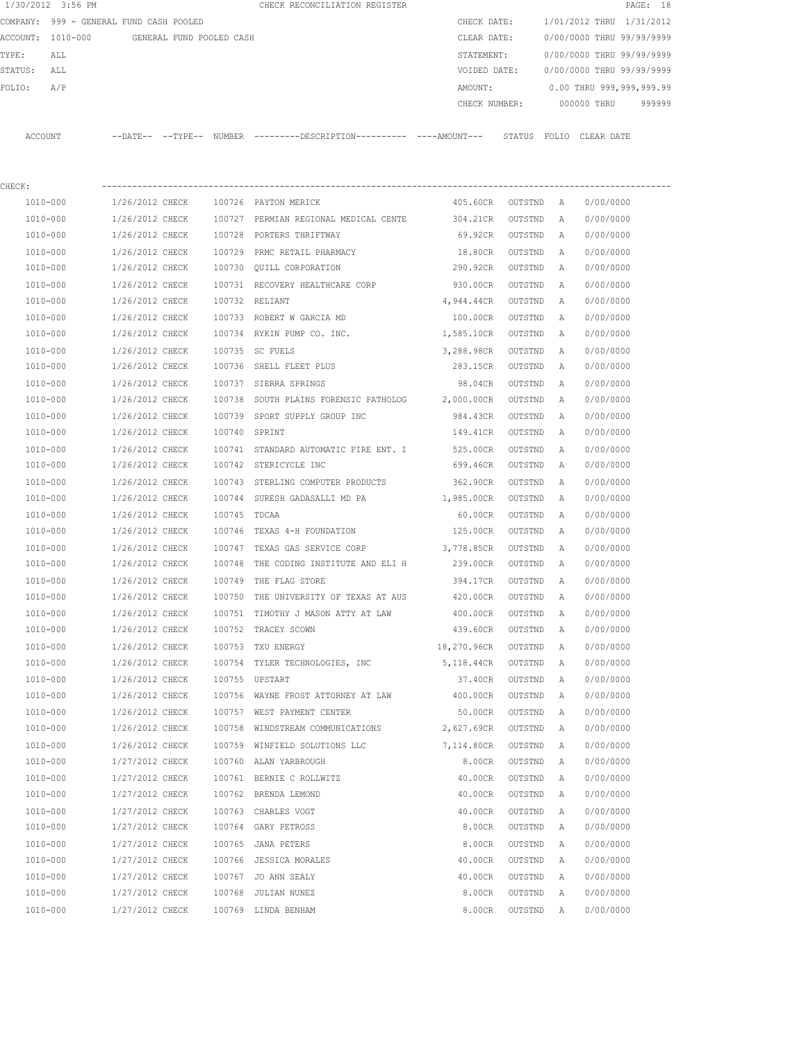1/30/2012 3:56 PM CHECK RECONCILIATION REGISTER

COMPANY: 999 - GENERAL FUND CASH POOLED CHECK DATE: 1/01/2012 THRU 1/31/2012
ACCOUNT: 1010-000 GENERAL FUND POOLED CASH CLEAR DATE: 0/00/0000 THRU 99/99/9999
TYPE: ALL STATEMENT: 0/00/0000 THRU 99/99/9999
STATUS: ALL VOIDED DATE: 0/00/0000 THRU 99/99/9999
FOLIO: A/P AMOUNT: 0.00 THRU 999,999,999.99
CHECK NUMBER: 000000 THRU 999999

CHECK:

| ACCOUNT | DATE | TYPE | NUMBER | DESCRIPTION | AMOUNT | STATUS | FOLIO | CLEAR DATE |
|---|---|---|---|---|---|---|---|---|
| 1010-000 | 1/26/2012 | CHECK | 100726 | PAYTON MERICK | 405.60CR | OUTSTND | A | 0/00/0000 |
| 1010-000 | 1/26/2012 | CHECK | 100727 | PERMIAN REGIONAL MEDICAL CENTE | 304.21CR | OUTSTND | A | 0/00/0000 |
| 1010-000 | 1/26/2012 | CHECK | 100728 | PORTERS THRIFTWAY | 69.92CR | OUTSTND | A | 0/00/0000 |
| 1010-000 | 1/26/2012 | CHECK | 100729 | PRMC RETAIL PHARMACY | 18.80CR | OUTSTND | A | 0/00/0000 |
| 1010-000 | 1/26/2012 | CHECK | 100730 | QUILL CORPORATION | 290.92CR | OUTSTND | A | 0/00/0000 |
| 1010-000 | 1/26/2012 | CHECK | 100731 | RECOVERY HEALTHCARE CORP | 930.00CR | OUTSTND | A | 0/00/0000 |
| 1010-000 | 1/26/2012 | CHECK | 100732 | RELIANT | 4,944.44CR | OUTSTND | A | 0/00/0000 |
| 1010-000 | 1/26/2012 | CHECK | 100733 | ROBERT W GARCIA MD | 100.00CR | OUTSTND | A | 0/00/0000 |
| 1010-000 | 1/26/2012 | CHECK | 100734 | RYKIN PUMP CO. INC. | 1,585.10CR | OUTSTND | A | 0/00/0000 |
| 1010-000 | 1/26/2012 | CHECK | 100735 | SC FUELS | 3,288.98CR | OUTSTND | A | 0/00/0000 |
| 1010-000 | 1/26/2012 | CHECK | 100736 | SHELL FLEET PLUS | 283.15CR | OUTSTND | A | 0/00/0000 |
| 1010-000 | 1/26/2012 | CHECK | 100737 | SIERRA SPRINGS | 98.04CR | OUTSTND | A | 0/00/0000 |
| 1010-000 | 1/26/2012 | CHECK | 100738 | SOUTH PLAINS FORENSIC PATHOLOG | 2,000.00CR | OUTSTND | A | 0/00/0000 |
| 1010-000 | 1/26/2012 | CHECK | 100739 | SPORT SUPPLY GROUP INC | 984.43CR | OUTSTND | A | 0/00/0000 |
| 1010-000 | 1/26/2012 | CHECK | 100740 | SPRINT | 149.41CR | OUTSTND | A | 0/00/0000 |
| 1010-000 | 1/26/2012 | CHECK | 100741 | STANDARD AUTOMATIC FIRE ENT. I | 525.00CR | OUTSTND | A | 0/00/0000 |
| 1010-000 | 1/26/2012 | CHECK | 100742 | STERICYCLE INC | 699.46CR | OUTSTND | A | 0/00/0000 |
| 1010-000 | 1/26/2012 | CHECK | 100743 | STERLING COMPUTER PRODUCTS | 362.90CR | OUTSTND | A | 0/00/0000 |
| 1010-000 | 1/26/2012 | CHECK | 100744 | SURESH GADASALLI MD PA | 1,985.00CR | OUTSTND | A | 0/00/0000 |
| 1010-000 | 1/26/2012 | CHECK | 100745 | TDCAA | 60.00CR | OUTSTND | A | 0/00/0000 |
| 1010-000 | 1/26/2012 | CHECK | 100746 | TEXAS 4-H FOUNDATION | 125.00CR | OUTSTND | A | 0/00/0000 |
| 1010-000 | 1/26/2012 | CHECK | 100747 | TEXAS GAS SERVICE CORP | 3,778.85CR | OUTSTND | A | 0/00/0000 |
| 1010-000 | 1/26/2012 | CHECK | 100748 | THE CODING INSTITUTE AND ELI H | 239.00CR | OUTSTND | A | 0/00/0000 |
| 1010-000 | 1/26/2012 | CHECK | 100749 | THE FLAG STORE | 394.17CR | OUTSTND | A | 0/00/0000 |
| 1010-000 | 1/26/2012 | CHECK | 100750 | THE UNIVERSITY OF TEXAS AT AUS | 420.00CR | OUTSTND | A | 0/00/0000 |
| 1010-000 | 1/26/2012 | CHECK | 100751 | TIMOTHY J MASON ATTY AT LAW | 400.00CR | OUTSTND | A | 0/00/0000 |
| 1010-000 | 1/26/2012 | CHECK | 100752 | TRACEY SCOWN | 439.60CR | OUTSTND | A | 0/00/0000 |
| 1010-000 | 1/26/2012 | CHECK | 100753 | TXU ENERGY | 18,270.96CR | OUTSTND | A | 0/00/0000 |
| 1010-000 | 1/26/2012 | CHECK | 100754 | TYLER TECHNOLOGIES, INC | 5,118.44CR | OUTSTND | A | 0/00/0000 |
| 1010-000 | 1/26/2012 | CHECK | 100755 | UPSTART | 37.40CR | OUTSTND | A | 0/00/0000 |
| 1010-000 | 1/26/2012 | CHECK | 100756 | WAYNE FROST ATTORNEY AT LAW | 400.00CR | OUTSTND | A | 0/00/0000 |
| 1010-000 | 1/26/2012 | CHECK | 100757 | WEST PAYMENT CENTER | 50.00CR | OUTSTND | A | 0/00/0000 |
| 1010-000 | 1/26/2012 | CHECK | 100758 | WINDSTREAM COMMUNICATIONS | 2,627.69CR | OUTSTND | A | 0/00/0000 |
| 1010-000 | 1/26/2012 | CHECK | 100759 | WINFIELD SOLUTIONS LLC | 7,114.80CR | OUTSTND | A | 0/00/0000 |
| 1010-000 | 1/27/2012 | CHECK | 100760 | ALAN YARBROUGH | 8.00CR | OUTSTND | A | 0/00/0000 |
| 1010-000 | 1/27/2012 | CHECK | 100761 | BERNIE C ROLLWITZ | 40.00CR | OUTSTND | A | 0/00/0000 |
| 1010-000 | 1/27/2012 | CHECK | 100762 | BRENDA LEMOND | 40.00CR | OUTSTND | A | 0/00/0000 |
| 1010-000 | 1/27/2012 | CHECK | 100763 | CHARLES VOGT | 40.00CR | OUTSTND | A | 0/00/0000 |
| 1010-000 | 1/27/2012 | CHECK | 100764 | GARY PETROSS | 8.00CR | OUTSTND | A | 0/00/0000 |
| 1010-000 | 1/27/2012 | CHECK | 100765 | JANA PETERS | 8.00CR | OUTSTND | A | 0/00/0000 |
| 1010-000 | 1/27/2012 | CHECK | 100766 | JESSICA MORALES | 40.00CR | OUTSTND | A | 0/00/0000 |
| 1010-000 | 1/27/2012 | CHECK | 100767 | JO ANN SEALY | 40.00CR | OUTSTND | A | 0/00/0000 |
| 1010-000 | 1/27/2012 | CHECK | 100768 | JULIAN NUNEZ | 8.00CR | OUTSTND | A | 0/00/0000 |
| 1010-000 | 1/27/2012 | CHECK | 100769 | LINDA BENHAM | 8.00CR | OUTSTND | A | 0/00/0000 |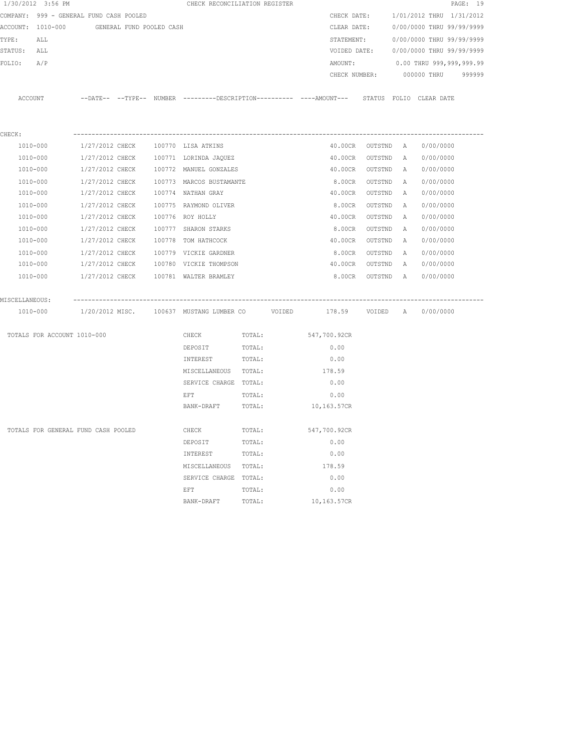1/30/2012 3:56 PM CHECK RECONCILIATION REGISTER

COMPANY: 999 - GENERAL FUND CASH POOLED

ACCOUNT: 1010-000 GENERAL FUND POOLED CASH

TYPE: ALL

STATUS: ALL

FOLIO: A/P

CHECK DATE: 1/01/2012 THRU 1/31/2012

CLEAR DATE: 0/00/0000 THRU 99/99/9999

STATEMENT: 0/00/0000 THRU 99/99/9999

VOIDED DATE: 0/00/0000 THRU 99/99/9999

AMOUNT: 0.00 THRU 999,999,999.99

CHECK NUMBER: 000000 THRU 999999

| ACCOUNT | --DATE-- | --TYPE-- | NUMBER | ---------DESCRIPTION---------- | ----AMOUNT--- | STATUS | FOLIO | CLEAR DATE |
|---|---|---|---|---|---|---|---|---|
| CHECK: | | | | | | | | |
| 1010-000 | 1/27/2012 | CHECK | 100770 | LISA ATKINS | 40.00CR | OUTSTND | A | 0/00/0000 |
| 1010-000 | 1/27/2012 | CHECK | 100771 | LORINDA JAQUEZ | 40.00CR | OUTSTND | A | 0/00/0000 |
| 1010-000 | 1/27/2012 | CHECK | 100772 | MANUEL GONZALES | 40.00CR | OUTSTND | A | 0/00/0000 |
| 1010-000 | 1/27/2012 | CHECK | 100773 | MARCOS BUSTAMANTE | 8.00CR | OUTSTND | A | 0/00/0000 |
| 1010-000 | 1/27/2012 | CHECK | 100774 | NATHAN GRAY | 40.00CR | OUTSTND | A | 0/00/0000 |
| 1010-000 | 1/27/2012 | CHECK | 100775 | RAYMOND OLIVER | 8.00CR | OUTSTND | A | 0/00/0000 |
| 1010-000 | 1/27/2012 | CHECK | 100776 | ROY HOLLY | 40.00CR | OUTSTND | A | 0/00/0000 |
| 1010-000 | 1/27/2012 | CHECK | 100777 | SHARON STARKS | 8.00CR | OUTSTND | A | 0/00/0000 |
| 1010-000 | 1/27/2012 | CHECK | 100778 | TOM HATHCOCK | 40.00CR | OUTSTND | A | 0/00/0000 |
| 1010-000 | 1/27/2012 | CHECK | 100779 | VICKIE GARDNER | 8.00CR | OUTSTND | A | 0/00/0000 |
| 1010-000 | 1/27/2012 | CHECK | 100780 | VICKIE THOMPSON | 40.00CR | OUTSTND | A | 0/00/0000 |
| 1010-000 | 1/27/2012 | CHECK | 100781 | WALTER BRAMLEY | 8.00CR | OUTSTND | A | 0/00/0000 |
| MISCELLANEOUS: | | | | | | | | |
| 1010-000 | 1/20/2012 | MISC. | 100637 | MUSTANG LUMBER CO VOIDED | 178.59 | VOIDED | A | 0/00/0000 |

| TOTALS FOR ACCOUNT 1010-000 | | | |
|---|---|---|---|
| | CHECK | TOTAL: | 547,700.92CR |
| | DEPOSIT | TOTAL: | 0.00 |
| | INTEREST | TOTAL: | 0.00 |
| | MISCELLANEOUS | TOTAL: | 178.59 |
| | SERVICE CHARGE | TOTAL: | 0.00 |
| | EFT | TOTAL: | 0.00 |
| | BANK-DRAFT | TOTAL: | 10,163.57CR |

| TOTALS FOR GENERAL FUND CASH POOLED | | | |
|---|---|---|---|
| | CHECK | TOTAL: | 547,700.92CR |
| | DEPOSIT | TOTAL: | 0.00 |
| | INTEREST | TOTAL: | 0.00 |
| | MISCELLANEOUS | TOTAL: | 178.59 |
| | SERVICE CHARGE | TOTAL: | 0.00 |
| | EFT | TOTAL: | 0.00 |
| | BANK-DRAFT | TOTAL: | 10,163.57CR |